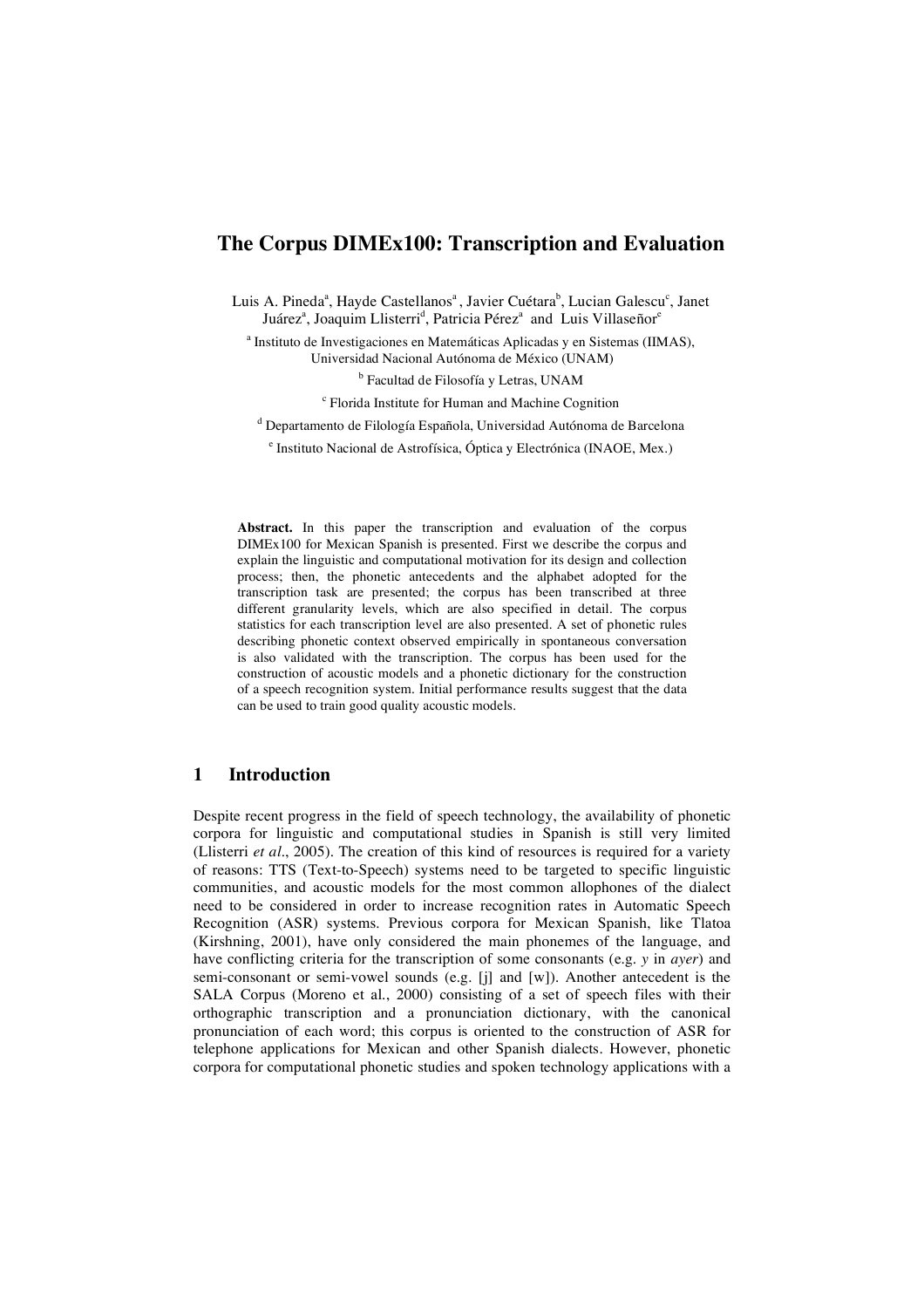# The Corpus DIMEx100: Transcription and Evaluation

Luis A. Pineda[a], Hayde Castellanos[a], Javier Cuétara[b], Lucian Galescu[c], Janet Juárez[a], Joaquim Llisterri[d], Patricia Pérez[a] and Luis Villaseñor[e]

[a] Instituto de Investigaciones en Matemáticas Aplicadas y en Sistemas (IIMAS), Universidad Nacional Autónoma de México (UNAM)

[b] Facultad de Filosofía y Letras, UNAM

[c] Florida Institute for Human and Machine Cognition

[d] Departamento de Filología Española, Universidad Autónoma de Barcelona

[e] Instituto Nacional de Astrofísica, Óptica y Electrónica (INAOE, Mex.)

**Abstract.** In this paper the transcription and evaluation of the corpus DIMEx100 for Mexican Spanish is presented. First we describe the corpus and explain the linguistic and computational motivation for its design and collection process; then, the phonetic antecedents and the alphabet adopted for the transcription task are presented; the corpus has been transcribed at three different granularity levels, which are also specified in detail. The corpus statistics for each transcription level are also presented. A set of phonetic rules describing phonetic context observed empirically in spontaneous conversation is also validated with the transcription. The corpus has been used for the construction of acoustic models and a phonetic dictionary for the construction of a speech recognition system. Initial performance results suggest that the data can be used to train good quality acoustic models.

## 1 Introduction

Despite recent progress in the field of speech technology, the availability of phonetic corpora for linguistic and computational studies in Spanish is still very limited (Llisterri *et al*., 2005). The creation of this kind of resources is required for a variety of reasons: TTS (Text-to-Speech) systems need to be targeted to specific linguistic communities, and acoustic models for the most common allophones of the dialect need to be considered in order to increase recognition rates in Automatic Speech Recognition (ASR) systems. Previous corpora for Mexican Spanish, like Tlatoa (Kirshning, 2001), have only considered the main phonemes of the language, and have conflicting criteria for the transcription of some consonants (e.g. *y* in *ayer*) and semi-consonant or semi-vowel sounds (e.g. [j] and [w]). Another antecedent is the SALA Corpus (Moreno et al., 2000) consisting of a set of speech files with their orthographic transcription and a pronunciation dictionary, with the canonical pronunciation of each word; this corpus is oriented to the construction of ASR for telephone applications for Mexican and other Spanish dialects. However, phonetic corpora for computational phonetic studies and spoken technology applications with a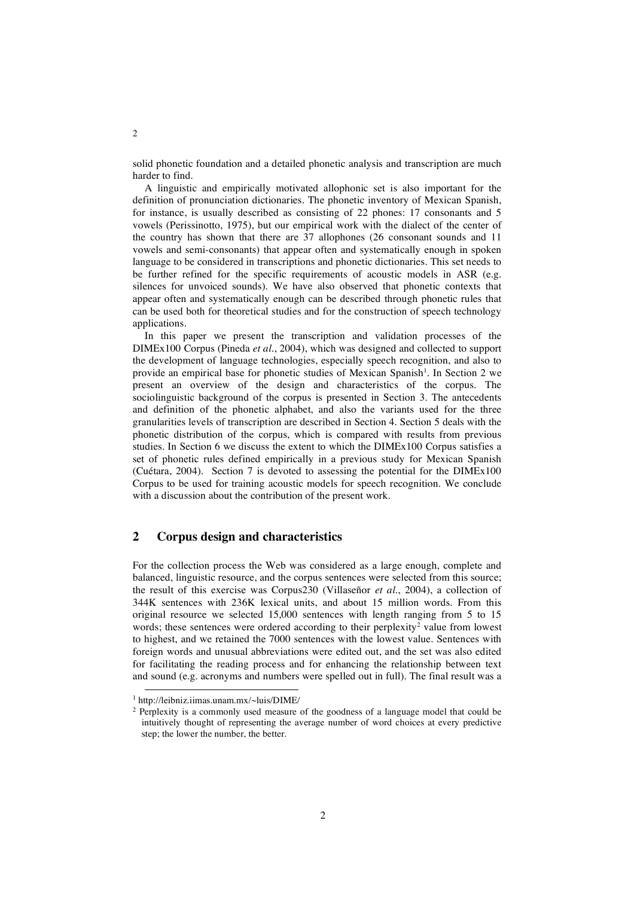solid phonetic foundation and a detailed phonetic analysis and transcription are much harder to find.

A linguistic and empirically motivated allophonic set is also important for the definition of pronunciation dictionaries. The phonetic inventory of Mexican Spanish, for instance, is usually described as consisting of 22 phones: 17 consonants and 5 vowels (Perissinotto, 1975), but our empirical work with the dialect of the center of the country has shown that there are 37 allophones (26 consonant sounds and 11 vowels and semi-consonants) that appear often and systematically enough in spoken language to be considered in transcriptions and phonetic dictionaries. This set needs to be further refined for the specific requirements of acoustic models in ASR (e.g. silences for unvoiced sounds). We have also observed that phonetic contexts that appear often and systematically enough can be described through phonetic rules that can be used both for theoretical studies and for the construction of speech technology applications.

In this paper we present the transcription and validation processes of the DIMEx100 Corpus (Pineda *et al.*, 2004), which was designed and collected to support the development of language technologies, especially speech recognition, and also to provide an empirical base for phonetic studies of Mexican Spanish[1]. In Section 2 we present an overview of the design and characteristics of the corpus. The sociolinguistic background of the corpus is presented in Section 3. The antecedents and definition of the phonetic alphabet, and also the variants used for the three granularities levels of transcription are described in Section 4. Section 5 deals with the phonetic distribution of the corpus, which is compared with results from previous studies. In Section 6 we discuss the extent to which the DIMEx100 Corpus satisfies a set of phonetic rules defined empirically in a previous study for Mexican Spanish (Cuétara, 2004). Section 7 is devoted to assessing the potential for the DIMEx100 Corpus to be used for training acoustic models for speech recognition. We conclude with a discussion about the contribution of the present work.

## 2 Corpus design and characteristics

For the collection process the Web was considered as a large enough, complete and balanced, linguistic resource, and the corpus sentences were selected from this source; the result of this exercise was Corpus230 (Villaseñor *et al.*, 2004), a collection of 344K sentences with 236K lexical units, and about 15 million words. From this original resource we selected 15,000 sentences with length ranging from 5 to 15 words; these sentences were ordered according to their perplexity[2] value from lowest to highest, and we retained the 7000 sentences with the lowest value. Sentences with foreign words and unusual abbreviations were edited out, and the set was also edited for facilitating the reading process and for enhancing the relationship between text and sound (e.g. acronyms and numbers were spelled out in full). The final result was a

[1] http://leibniz.iimas.unam.mx/~luis/DIME/

[2] Perplexity is a commonly used measure of the goodness of a language model that could be intuitively thought of representing the average number of word choices at every predictive step; the lower the number, the better.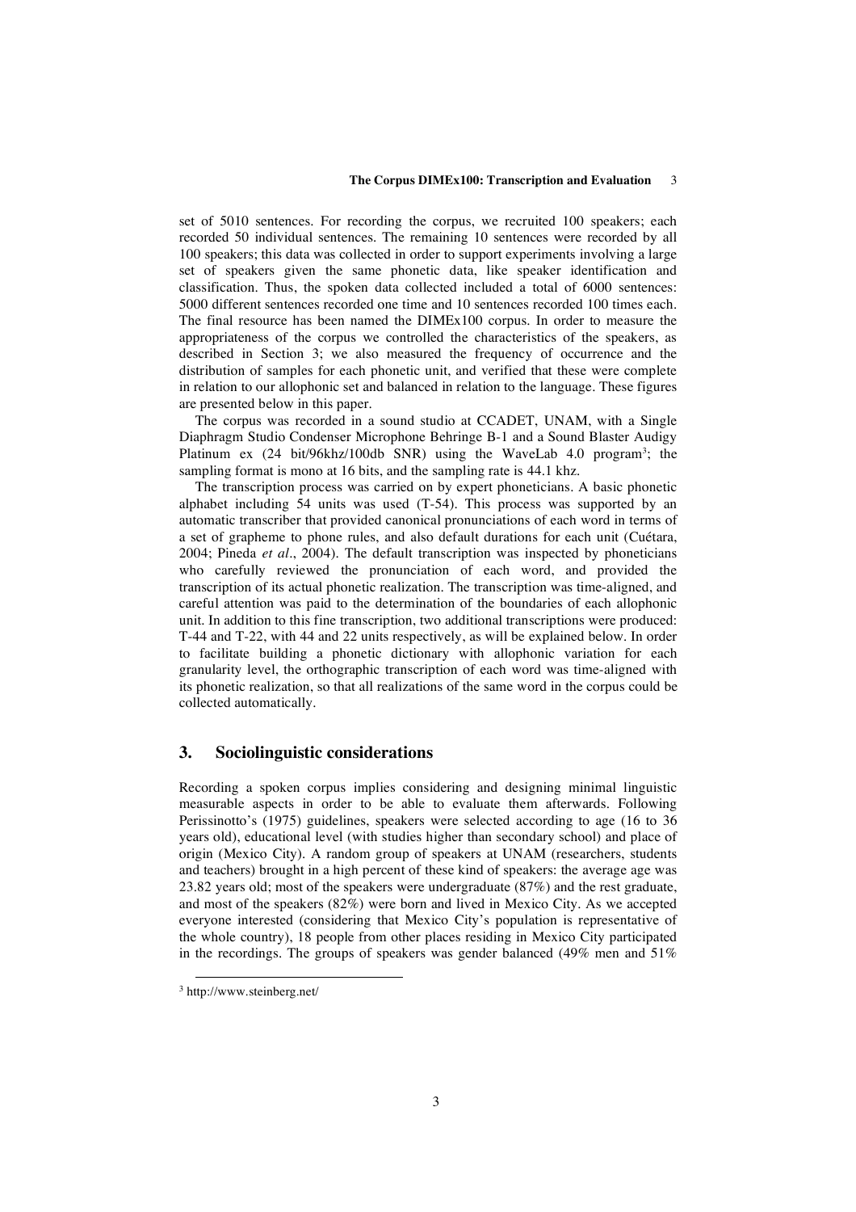set of 5010 sentences. For recording the corpus, we recruited 100 speakers; each recorded 50 individual sentences. The remaining 10 sentences were recorded by all 100 speakers; this data was collected in order to support experiments involving a large set of speakers given the same phonetic data, like speaker identification and classification. Thus, the spoken data collected included a total of 6000 sentences: 5000 different sentences recorded one time and 10 sentences recorded 100 times each. The final resource has been named the DIMEx100 corpus. In order to measure the appropriateness of the corpus we controlled the characteristics of the speakers, as described in Section 3; we also measured the frequency of occurrence and the distribution of samples for each phonetic unit, and verified that these were complete in relation to our allophonic set and balanced in relation to the language. These figures are presented below in this paper.

The corpus was recorded in a sound studio at CCADET, UNAM, with a Single Diaphragm Studio Condenser Microphone Behringe B-1 and a Sound Blaster Audigy Platinum ex (24 bit/96khz/100db SNR) using the WaveLab 4.0 program[3]; the sampling format is mono at 16 bits, and the sampling rate is 44.1 khz.

The transcription process was carried on by expert phoneticians. A basic phonetic alphabet including 54 units was used (T-54). This process was supported by an automatic transcriber that provided canonical pronunciations of each word in terms of a set of grapheme to phone rules, and also default durations for each unit (Cuétara, 2004; Pineda *et al*., 2004). The default transcription was inspected by phoneticians who carefully reviewed the pronunciation of each word, and provided the transcription of its actual phonetic realization. The transcription was time-aligned, and careful attention was paid to the determination of the boundaries of each allophonic unit. In addition to this fine transcription, two additional transcriptions were produced: T-44 and T-22, with 44 and 22 units respectively, as will be explained below. In order to facilitate building a phonetic dictionary with allophonic variation for each granularity level, the orthographic transcription of each word was time-aligned with its phonetic realization, so that all realizations of the same word in the corpus could be collected automatically.

## 3. Sociolinguistic considerations

Recording a spoken corpus implies considering and designing minimal linguistic measurable aspects in order to be able to evaluate them afterwards. Following Perissinotto's (1975) guidelines, speakers were selected according to age (16 to 36 years old), educational level (with studies higher than secondary school) and place of origin (Mexico City). A random group of speakers at UNAM (researchers, students and teachers) brought in a high percent of these kind of speakers: the average age was 23.82 years old; most of the speakers were undergraduate (87%) and the rest graduate, and most of the speakers (82%) were born and lived in Mexico City. As we accepted everyone interested (considering that Mexico City's population is representative of the whole country), 18 people from other places residing in Mexico City participated in the recordings. The groups of speakers was gender balanced (49% men and 51%

[3] http://www.steinberg.net/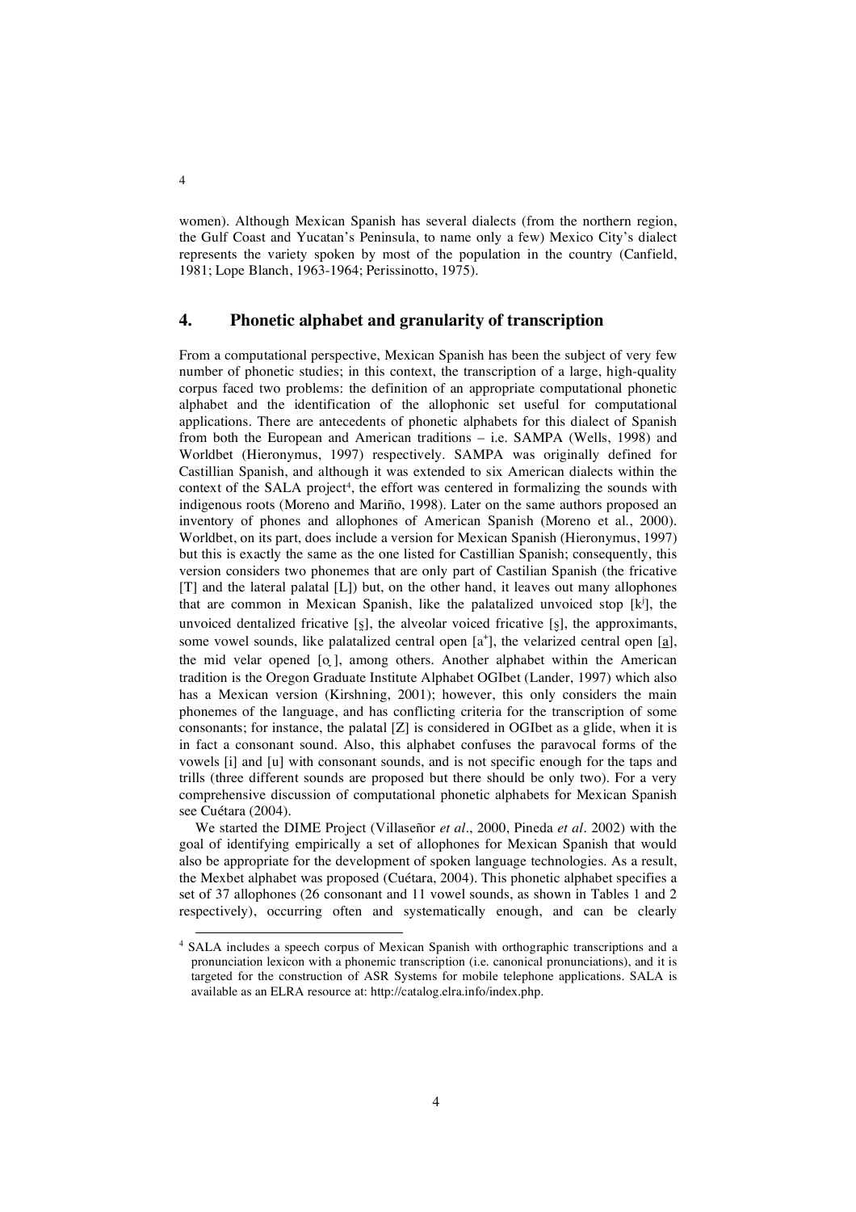women). Although Mexican Spanish has several dialects (from the northern region, the Gulf Coast and Yucatan's Peninsula, to name only a few) Mexico City's dialect represents the variety spoken by most of the population in the country (Canfield, 1981; Lope Blanch, 1963-1964; Perissinotto, 1975).

## 4. Phonetic alphabet and granularity of transcription

From a computational perspective, Mexican Spanish has been the subject of very few number of phonetic studies; in this context, the transcription of a large, high-quality corpus faced two problems: the definition of an appropriate computational phonetic alphabet and the identification of the allophonic set useful for computational applications. There are antecedents of phonetic alphabets for this dialect of Spanish from both the European and American traditions – i.e. SAMPA (Wells, 1998) and Worldbet (Hieronymus, 1997) respectively. SAMPA was originally defined for Castillian Spanish, and although it was extended to six American dialects within the context of the SALA project[4], the effort was centered in formalizing the sounds with indigenous roots (Moreno and Mariño, 1998). Later on the same authors proposed an inventory of phones and allophones of American Spanish (Moreno et al., 2000). Worldbet, on its part, does include a version for Mexican Spanish (Hieronymus, 1997) but this is exactly the same as the one listed for Castillian Spanish; consequently, this version considers two phonemes that are only part of Castilian Spanish (the fricative [T] and the lateral palatal [L]) but, on the other hand, it leaves out many allophones that are common in Mexican Spanish, like the palatalized unvoiced stop [$k^j$], the unvoiced dentalized fricative [s̪], the alveolar voiced fricative [s̬], the approximants, some vowel sounds, like palatalized central open [$a^+$], the velarized central open [a̠], the mid velar opened [o̞], among others. Another alphabet within the American tradition is the Oregon Graduate Institute Alphabet OGIbet (Lander, 1997) which also has a Mexican version (Kirshning, 2001); however, this only considers the main phonemes of the language, and has conflicting criteria for the transcription of some consonants; for instance, the palatal [Z] is considered in OGIbet as a glide, when it is in fact a consonant sound. Also, this alphabet confuses the paravocal forms of the vowels [i] and [u] with consonant sounds, and is not specific enough for the taps and trills (three different sounds are proposed but there should be only two). For a very comprehensive discussion of computational phonetic alphabets for Mexican Spanish see Cuétara (2004).

We started the DIME Project (Villaseñor *et al*., 2000, Pineda *et al*. 2002) with the goal of identifying empirically a set of allophones for Mexican Spanish that would also be appropriate for the development of spoken language technologies. As a result, the Mexbet alphabet was proposed (Cuétara, 2004). This phonetic alphabet specifies a set of 37 allophones (26 consonant and 11 vowel sounds, as shown in Tables 1 and 2 respectively), occurring often and systematically enough, and can be clearly

[4] SALA includes a speech corpus of Mexican Spanish with orthographic transcriptions and a pronunciation lexicon with a phonemic transcription (i.e. canonical pronunciations), and it is targeted for the construction of ASR Systems for mobile telephone applications. SALA is available as an ELRA resource at: http://catalog.elra.info/index.php.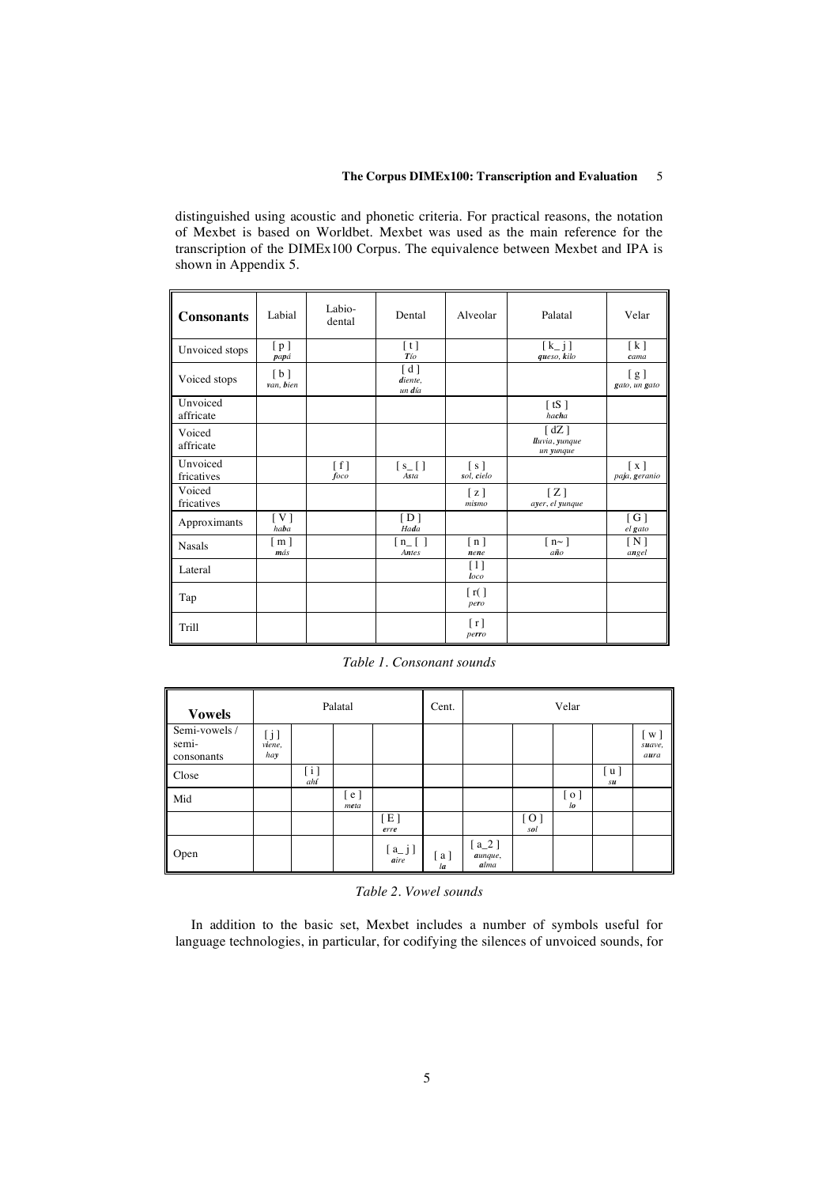distinguished using acoustic and phonetic criteria. For practical reasons, the notation of Mexbet is based on Worldbet. Mexbet was used as the main reference for the transcription of the DIMEx100 Corpus. The equivalence between Mexbet and IPA is shown in Appendix 5.

| **Consonants** | Labial | Labio-dental | Dental | Alveolar | Palatal | Velar |
|---|---|---|---|---|---|---|
| Unvoiced stops | [ p ] *papá* | | [ t ] *Tío* | | [ k_ j ] *queso, kilo* | [ k ] *cama* |
| Voiced stops | [ b ] *van, bien* | | [ d ] *diente, un día* | | | [ g ] *gato, un gato* |
| Unvoiced affricate | | | | | [ tS ] *hacha* | |
| Voiced affricate | | | | | [ dZ ] *lluvia, yunque un yunque* | |
| Unvoiced fricatives | | [ f ] *foco* | [ s_ [ ] *Asta* | [ s ] *sol, cielo* | | [ x ] *paja, geranio* |
| Voiced fricatives | | | | [ z ] *mismo* | [ Z ] *ayer, el yunque* | |
| Approximants | [ V ] *haba* | | [ D ] *Hada* | | | [ G ] *el gato* |
| Nasals | [ m ] *más* | | [ n_ [ ] *Antes* | [ n ] *nene* | [ n~ ] *año* | [ N ] *angel* |
| Lateral | | | | [ l ] *loco* | | |
| Tap | | | | [ r( ] *pero* | | |
| Trill | | | | [ r ] *perro* | | |

*Table 1. Consonant sounds*

| **Vowels** | Palatal | | | | Cent. | Velar | | | | |
|---|---|---|---|---|---|---|---|---|---|---|
| Semi-vowels / semi-consonants | [ j ] *viene, hay* | | | | | | | | | [ w ] *suave, aura* |
| Close | | [ i ] *ahí* | | | | | | | [ u ] *su* | |
| Mid | | | [ e ] *meta* | | | | | [ o ] *lo* | | |
| | | | | [ E ] *erre* | | | [ O ] *sol* | | | |
| Open | | | | [ a_ j ] *aire* | [ a ] *la* | [ a_2 ] *aunque, alma* | | | | |

*Table 2. Vowel sounds*

In addition to the basic set, Mexbet includes a number of symbols useful for language technologies, in particular, for codifying the silences of unvoiced sounds, for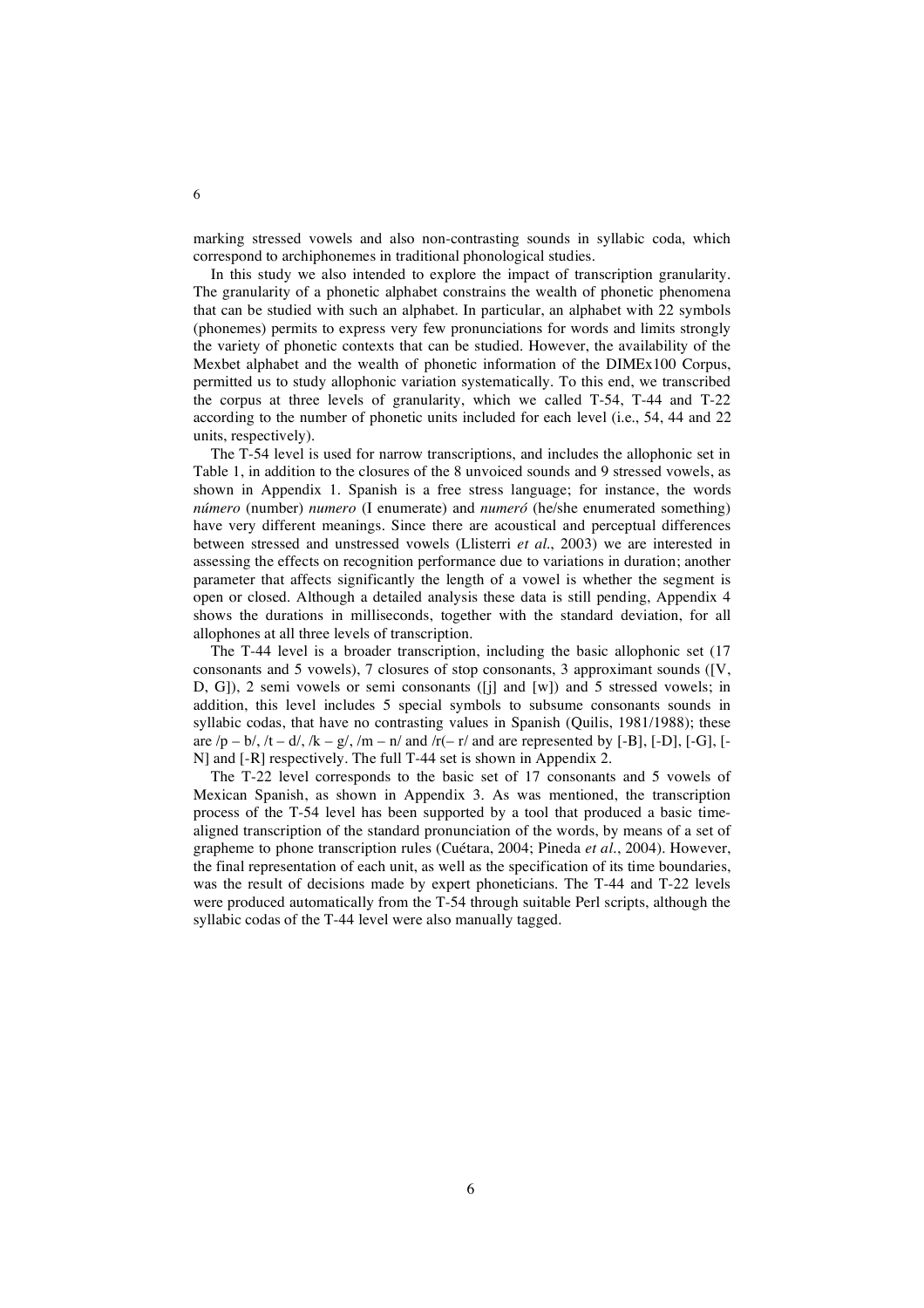marking stressed vowels and also non-contrasting sounds in syllabic coda, which correspond to archiphonemes in traditional phonological studies.

In this study we also intended to explore the impact of transcription granularity. The granularity of a phonetic alphabet constrains the wealth of phonetic phenomena that can be studied with such an alphabet. In particular, an alphabet with 22 symbols (phonemes) permits to express very few pronunciations for words and limits strongly the variety of phonetic contexts that can be studied. However, the availability of the Mexbet alphabet and the wealth of phonetic information of the DIMEx100 Corpus, permitted us to study allophonic variation systematically. To this end, we transcribed the corpus at three levels of granularity, which we called T-54, T-44 and T-22 according to the number of phonetic units included for each level (i.e., 54, 44 and 22 units, respectively).

The T-54 level is used for narrow transcriptions, and includes the allophonic set in Table 1, in addition to the closures of the 8 unvoiced sounds and 9 stressed vowels, as shown in Appendix 1. Spanish is a free stress language; for instance, the words *número* (number) *numero* (I enumerate) and *numeró* (he/she enumerated something) have very different meanings. Since there are acoustical and perceptual differences between stressed and unstressed vowels (Llisterri *et al.*, 2003) we are interested in assessing the effects on recognition performance due to variations in duration; another parameter that affects significantly the length of a vowel is whether the segment is open or closed. Although a detailed analysis these data is still pending, Appendix 4 shows the durations in milliseconds, together with the standard deviation, for all allophones at all three levels of transcription.

The T-44 level is a broader transcription, including the basic allophonic set (17 consonants and 5 vowels), 7 closures of stop consonants, 3 approximant sounds ([V, D, G]), 2 semi vowels or semi consonants ([j] and [w]) and 5 stressed vowels; in addition, this level includes 5 special symbols to subsume consonants sounds in syllabic codas, that have no contrasting values in Spanish (Quilis, 1981/1988); these are /p – b/, /t – d/, /k – g/, /m – n/ and /r(– r/ and are represented by [-B], [-D], [-G], [-N] and [-R] respectively. The full T-44 set is shown in Appendix 2.

The T-22 level corresponds to the basic set of 17 consonants and 5 vowels of Mexican Spanish, as shown in Appendix 3. As was mentioned, the transcription process of the T-54 level has been supported by a tool that produced a basic time-aligned transcription of the standard pronunciation of the words, by means of a set of grapheme to phone transcription rules (Cuétara, 2004; Pineda *et al.*, 2004). However, the final representation of each unit, as well as the specification of its time boundaries, was the result of decisions made by expert phoneticians. The T-44 and T-22 levels were produced automatically from the T-54 through suitable Perl scripts, although the syllabic codas of the T-44 level were also manually tagged.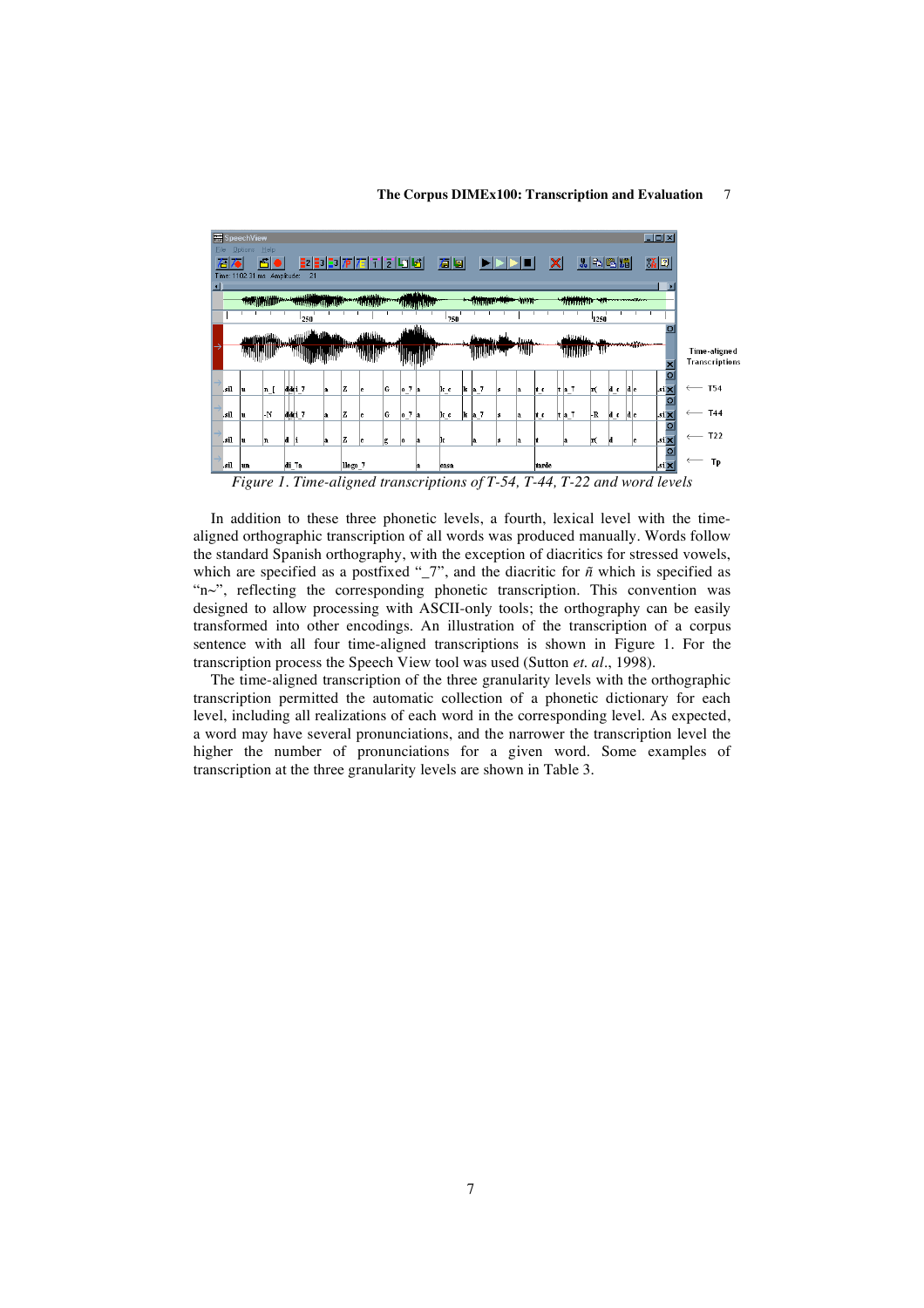*Figure 1. Time-aligned transcriptions of T-54, T-44, T-22 and word levels*

In addition to these three phonetic levels, a fourth, lexical level with the time-aligned orthographic transcription of all words was produced manually. Words follow the standard Spanish orthography, with the exception of diacritics for stressed vowels, which are specified as a postfixed "_7", and the diacritic for *ñ* which is specified as "n~", reflecting the corresponding phonetic transcription. This convention was designed to allow processing with ASCII-only tools; the orthography can be easily transformed into other encodings. An illustration of the transcription of a corpus sentence with all four time-aligned transcriptions is shown in Figure 1. For the transcription process the Speech View tool was used (Sutton *et. al*., 1998).

The time-aligned transcription of the three granularity levels with the orthographic transcription permitted the automatic collection of a phonetic dictionary for each level, including all realizations of each word in the corresponding level. As expected, a word may have several pronunciations, and the narrower the transcription level the higher the number of pronunciations for a given word. Some examples of transcription at the three granularity levels are shown in Table 3.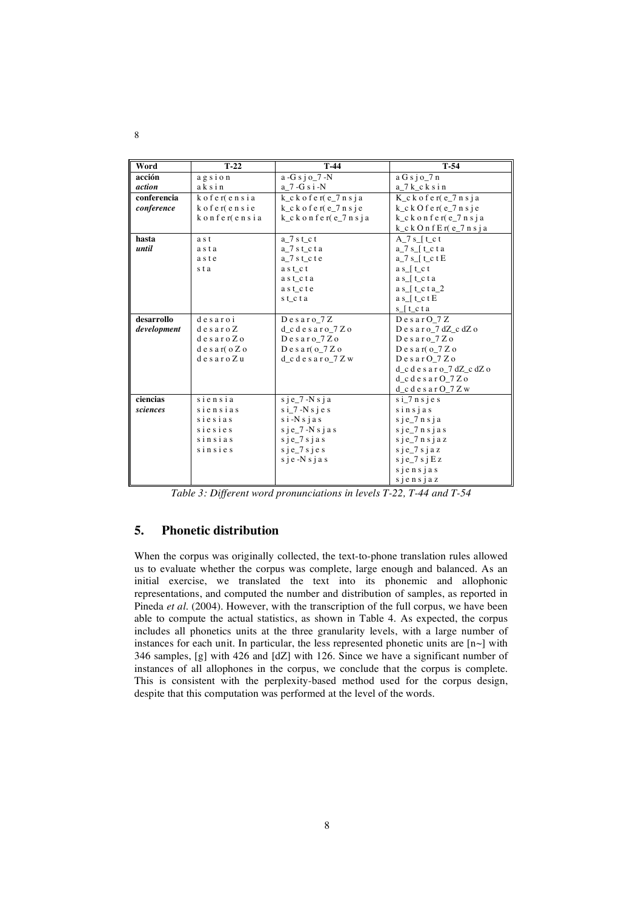| Word | T-22 | T-44 | T-54 |
|---|---|---|---|
| **acción**<br>*action* | a g s i o n<br>a k s i n | a -G s j o_7 -N<br>a_7 -G s i -N | a G s j o_7 n<br>a_7 k_c k s i n |
| **conferencia**<br>*conference* | k o f e r( e n s i a<br>k o f e r( e n s i e<br>k o n f e r( e n s i a | k_c k o f e r( e_7 n s j a<br>k_c k o f e r( e_7 n s j e<br>k_c k o n f e r( e_7 n s j a | K_c k o f e r( e_7 n s j a<br>k_c k O f e r( e_7 n s j e<br>k_c k o n f e r( e_7 n s j a<br>k_c k O n f E r( e_7 n s j a |
| **hasta**<br>*until* | a s t<br>a s t a<br>a s t e<br>s t a | a_7 s t_c t<br>a_7 s t_c t a<br>a_7 s t_c t e<br>a s t_c t<br>a s t_c t a<br>a s t_c t e<br>s t_c t a | A_7 s_[ t_c t<br>a_7 s_[ t_c t a<br>a_7 s_[ t_c t E<br>a s_[ t_c t<br>a s_[ t_c t a<br>a s_[ t_c t a_2<br>a s_[ t_c t E<br>s_[ t_c t a |
| **desarrollo**<br>*development* | d e s a r o i<br>d e s a r o Z<br>d e s a r o Z o<br>d e s a r( o Z o<br>d e s a r o Z u | D e s a r o_7 Z<br>d_c d e s a r o_7 Z o<br>D e s a r o_7 Z o<br>D e s a r( o_7 Z o<br>d_c d e s a r o_7 Z w | D e s a r O_7 Z<br>D e s a r o_7 dZ_c dZ o<br>D e s a r o_7 Z o<br>D e s a r( o_7 Z o<br>D e s a r O_7 Z o<br>d_c d e s a r o_7 dZ_c dZ o<br>d_c d e s a r O_7 Z o<br>d_c d e s a r O_7 Z w |
| **ciencias**<br>*sciences* | s i e n s i a<br>s i e n s i a s<br>s i e s i a s<br>s i e s i e s<br>s i n s i a s<br>s i n s i e s | s j e_7 -N s j a<br>s i_7 -N s j e s<br>s i -N s j a s<br>s j e_7 -N s j a s<br>s j e_7 s j a s<br>s j e_7 s j e s<br>s j e -N s j a s | s i_7 n s j e s<br>s i n s j a s<br>s j e_7 n s j a<br>s j e_7 n s j a s<br>s j e_7 n s j a z<br>s j e_7 s j a z<br>s j e_7 s j E z<br>s j e n s j a s<br>s j e n s j a z |

*Table 3: Different word pronunciations in levels T-22, T-44 and T-54*

## 5. Phonetic distribution

When the corpus was originally collected, the text-to-phone translation rules allowed us to evaluate whether the corpus was complete, large enough and balanced. As an initial exercise, we translated the text into its phonemic and allophonic representations, and computed the number and distribution of samples, as reported in Pineda *et al.* (2004). However, with the transcription of the full corpus, we have been able to compute the actual statistics, as shown in Table 4. As expected, the corpus includes all phonetics units at the three granularity levels, with a large number of instances for each unit. In particular, the less represented phonetic units are [n~] with 346 samples, [g] with 426 and [dZ] with 126. Since we have a significant number of instances of all allophones in the corpus, we conclude that the corpus is complete. This is consistent with the perplexity-based method used for the corpus design, despite that this computation was performed at the level of the words.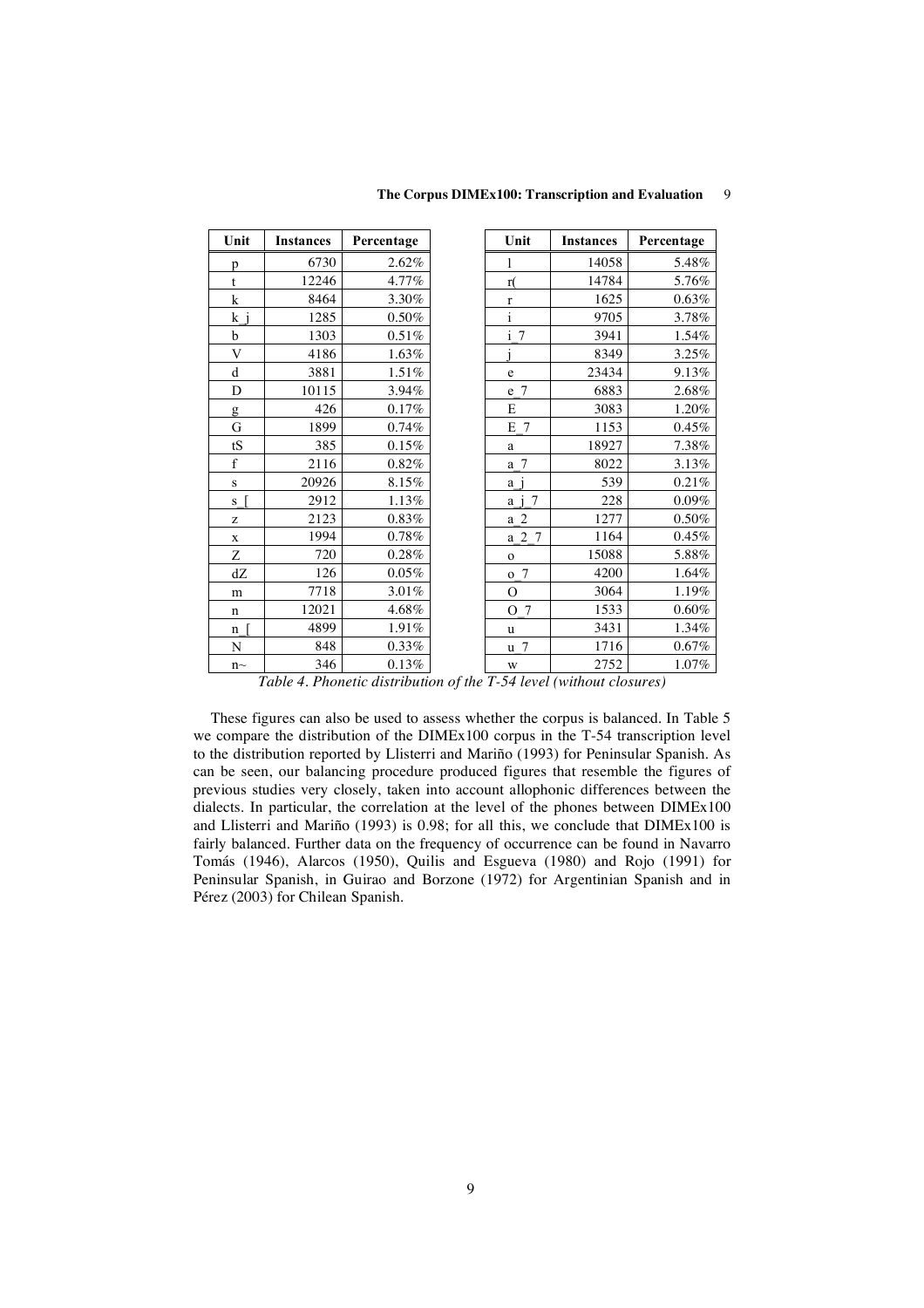| Unit | Instances | Percentage |
|---|---|---|
| p | 6730 | 2.62% |
| t | 12246 | 4.77% |
| k | 8464 | 3.30% |
| k_j | 1285 | 0.50% |
| b | 1303 | 0.51% |
| V | 4186 | 1.63% |
| d | 3881 | 1.51% |
| D | 10115 | 3.94% |
| g | 426 | 0.17% |
| G | 1899 | 0.74% |
| tS | 385 | 0.15% |
| f | 2116 | 0.82% |
| s | 20926 | 8.15% |
| s_[ | 2912 | 1.13% |
| z | 2123 | 0.83% |
| x | 1994 | 0.78% |
| Z | 720 | 0.28% |
| dZ | 126 | 0.05% |
| m | 7718 | 3.01% |
| n | 12021 | 4.68% |
| n_[ | 4899 | 1.91% |
| N | 848 | 0.33% |
| n~ | 346 | 0.13% |

| Unit | Instances | Percentage |
|---|---|---|
| l | 14058 | 5.48% |
| r( | 14784 | 5.76% |
| r | 1625 | 0.63% |
| i | 9705 | 3.78% |
| i_7 | 3941 | 1.54% |
| j | 8349 | 3.25% |
| e | 23434 | 9.13% |
| e_7 | 6883 | 2.68% |
| E | 3083 | 1.20% |
| E_7 | 1153 | 0.45% |
| a | 18927 | 7.38% |
| a_7 | 8022 | 3.13% |
| a_j | 539 | 0.21% |
| a_j_7 | 228 | 0.09% |
| a_2 | 1277 | 0.50% |
| a_2_7 | 1164 | 0.45% |
| o | 15088 | 5.88% |
| o_7 | 4200 | 1.64% |
| O | 3064 | 1.19% |
| O_7 | 1533 | 0.60% |
| u | 3431 | 1.34% |
| u_7 | 1716 | 0.67% |
| w | 2752 | 1.07% |

*Table 4. Phonetic distribution of the T-54 level (without closures)*

These figures can also be used to assess whether the corpus is balanced. In Table 5 we compare the distribution of the DIMEx100 corpus in the T-54 transcription level to the distribution reported by Llisterri and Mariño (1993) for Peninsular Spanish. As can be seen, our balancing procedure produced figures that resemble the figures of previous studies very closely, taken into account allophonic differences between the dialects. In particular, the correlation at the level of the phones between DIMEx100 and Llisterri and Mariño (1993) is 0.98; for all this, we conclude that DIMEx100 is fairly balanced. Further data on the frequency of occurrence can be found in Navarro Tomás (1946), Alarcos (1950), Quilis and Esgueva (1980) and Rojo (1991) for Peninsular Spanish, in Guirao and Borzone (1972) for Argentinian Spanish and in Pérez (2003) for Chilean Spanish.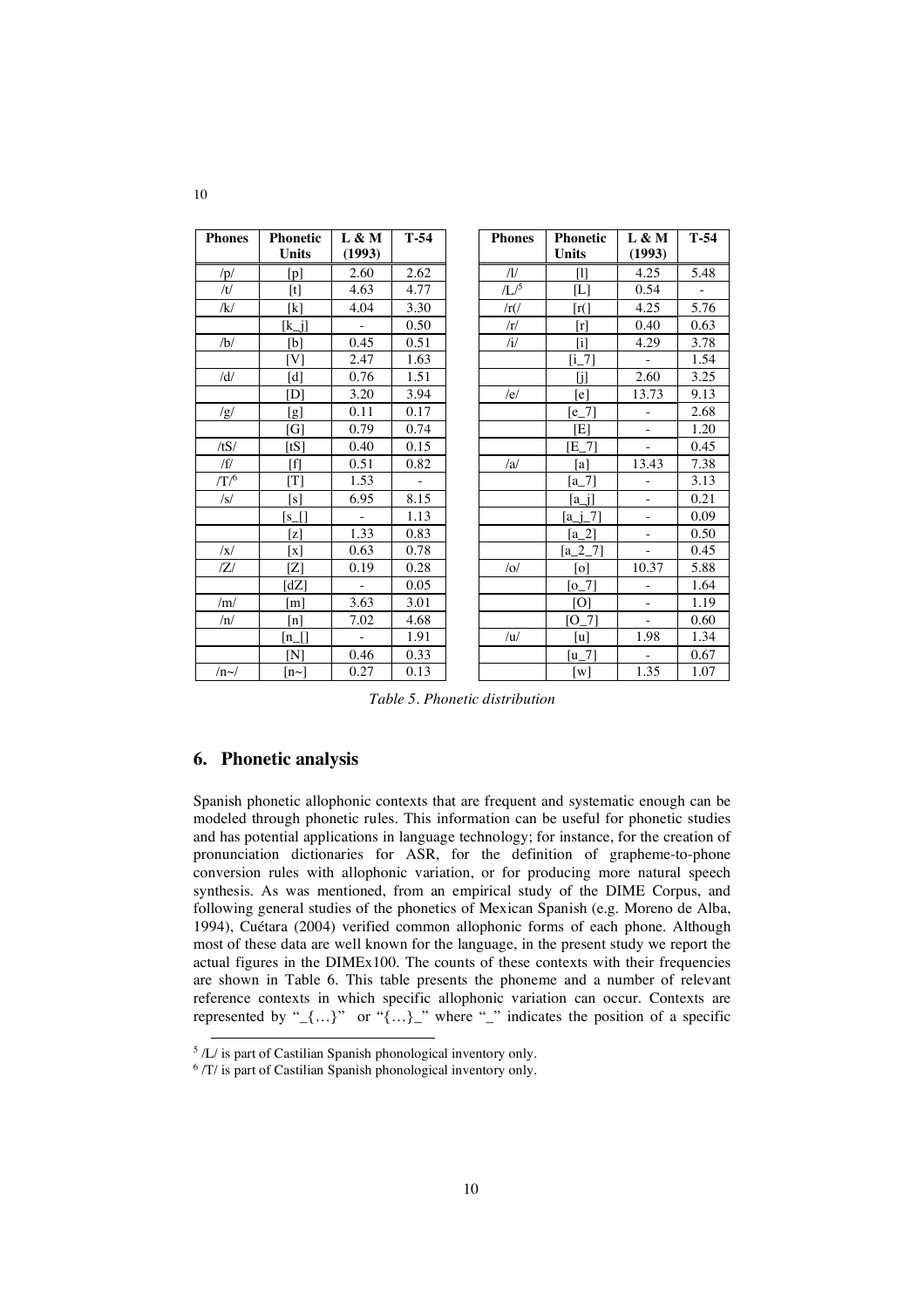| Phones | Phonetic Units | L & M (1993) | T-54 |
|---|---|---|---|
| /p/ | [p] | 2.60 | 2.62 |
| /t/ | [t] | 4.63 | 4.77 |
| /k/ | [k] | 4.04 | 3.30 |
| | [k_j] | - | 0.50 |
| /b/ | [b] | 0.45 | 0.51 |
| | [V] | 2.47 | 1.63 |
| /d/ | [d] | 0.76 | 1.51 |
| | [D] | 3.20 | 3.94 |
| /g/ | [g] | 0.11 | 0.17 |
| | [G] | 0.79 | 0.74 |
| /tS/ | [tS] | 0.40 | 0.15 |
| /f/ | [f] | 0.51 | 0.82 |
| /T/[6] | [T] | 1.53 | - |
| /s/ | [s] | 6.95 | 8.15 |
| | [s_[] | - | 1.13 |
| | [z] | 1.33 | 0.83 |
| /x/ | [x] | 0.63 | 0.78 |
| /Z/ | [Z] | 0.19 | 0.28 |
| | [dZ] | - | 0.05 |
| /m/ | [m] | 3.63 | 3.01 |
| /n/ | [n] | 7.02 | 4.68 |
| | [n_[] | - | 1.91 |
| | [N] | 0.46 | 0.33 |
| /n~/ | [n~] | 0.27 | 0.13 |

| Phones | Phonetic Units | L & M (1993) | T-54 |
|---|---|---|---|
| /l/ | [l] | 4.25 | 5.48 |
| /L/[5] | [L] | 0.54 | - |
| /r(/ | [r(] | 4.25 | 5.76 |
| /r/ | [r] | 0.40 | 0.63 |
| /i/ | [i] | 4.29 | 3.78 |
| | [i_7] | - | 1.54 |
| | [j] | 2.60 | 3.25 |
| /e/ | [e] | 13.73 | 9.13 |
| | [e_7] | - | 2.68 |
| | [E] | - | 1.20 |
| | [E_7] | - | 0.45 |
| /a/ | [a] | 13.43 | 7.38 |
| | [a_7] | - | 3.13 |
| | [a_j] | - | 0.21 |
| | [a_j_7] | - | 0.09 |
| | [a_2] | - | 0.50 |
| | [a_2_7] | - | 0.45 |
| /o/ | [o] | 10.37 | 5.88 |
| | [o_7] | - | 1.64 |
| | [O] | - | 1.19 |
| | [O_7] | - | 0.60 |
| /u/ | [u] | 1.98 | 1.34 |
| | [u_7] | - | 0.67 |
| | [w] | 1.35 | 1.07 |

*Table 5. Phonetic distribution*

## 6. Phonetic analysis

Spanish phonetic allophonic contexts that are frequent and systematic enough can be modeled through phonetic rules. This information can be useful for phonetic studies and has potential applications in language technology; for instance, for the creation of pronunciation dictionaries for ASR, for the definition of grapheme-to-phone conversion rules with allophonic variation, or for producing more natural speech synthesis. As was mentioned, from an empirical study of the DIME Corpus, and following general studies of the phonetics of Mexican Spanish (e.g. Moreno de Alba, 1994), Cuétara (2004) verified common allophonic forms of each phone. Although most of these data are well known for the language, in the present study we report the actual figures in the DIMEx100. The counts of these contexts with their frequencies are shown in Table 6. This table presents the phoneme and a number of relevant reference contexts in which specific allophonic variation can occur. Contexts are represented by "_{…}" or "{…}_" where "_" indicates the position of a specific

[5] /L/ is part of Castilian Spanish phonological inventory only.

[6] /T/ is part of Castilian Spanish phonological inventory only.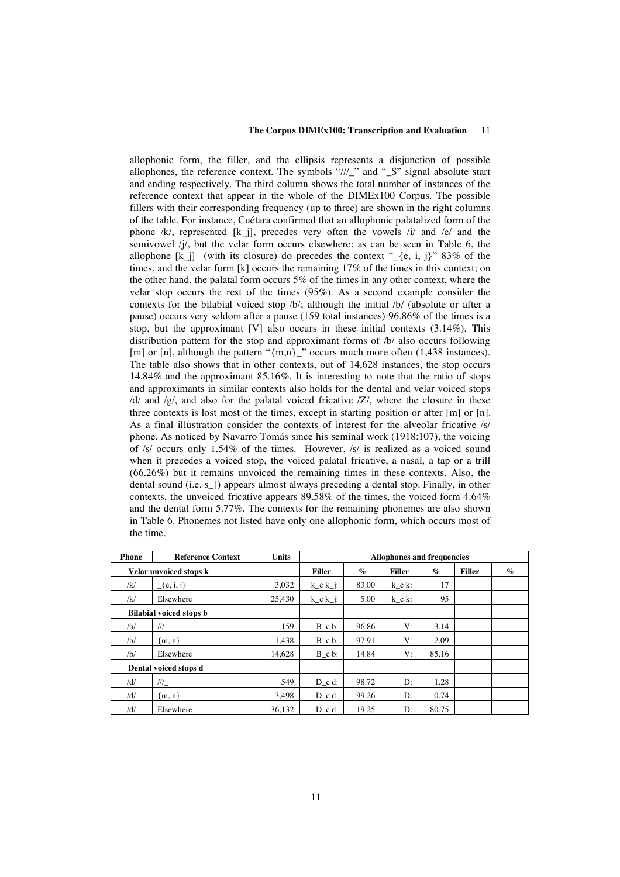allophonic form, the filler, and the ellipsis represents a disjunction of possible allophones, the reference context. The symbols "///_" and "_$" signal absolute start and ending respectively. The third column shows the total number of instances of the reference context that appear in the whole of the DIMEx100 Corpus. The possible fillers with their corresponding frequency (up to three) are shown in the right columns of the table. For instance, Cuétara confirmed that an allophonic palatalized form of the phone /k/, represented [k_j], precedes very often the vowels /i/ and /e/ and the semivowel /j/, but the velar form occurs elsewhere; as can be seen in Table 6, the allophone [k_j] (with its closure) do precedes the context "_{e, i, j}" 83% of the times, and the velar form [k] occurs the remaining 17% of the times in this context; on the other hand, the palatal form occurs 5% of the times in any other context, where the velar stop occurs the rest of the times (95%). As a second example consider the contexts for the bilabial voiced stop /b/; although the initial /b/ (absolute or after a pause) occurs very seldom after a pause (159 total instances) 96.86% of the times is a stop, but the approximant [V] also occurs in these initial contexts (3.14%). This distribution pattern for the stop and approximant forms of /b/ also occurs following [m] or [n], although the pattern "{m,n}_" occurs much more often (1,438 instances). The table also shows that in other contexts, out of 14,628 instances, the stop occurs 14.84% and the approximant 85.16%. It is interesting to note that the ratio of stops and approximants in similar contexts also holds for the dental and velar voiced stops /d/ and /g/, and also for the palatal voiced fricative /Z/, where the closure in these three contexts is lost most of the times, except in starting position or after [m] or [n]. As a final illustration consider the contexts of interest for the alveolar fricative /s/ phone. As noticed by Navarro Tomás since his seminal work (1918:107), the voicing of /s/ occurs only 1.54% of the times. However, /s/ is realized as a voiced sound when it precedes a voiced stop, the voiced palatal fricative, a nasal, a tap or a trill (66.26%) but it remains unvoiced the remaining times in these contexts. Also, the dental sound (i.e. s_[) appears almost always preceding a dental stop. Finally, in other contexts, the unvoiced fricative appears 89.58% of the times, the voiced form 4.64% and the dental form 5.77%. The contexts for the remaining phonemes are also shown in Table 6. Phonemes not listed have only one allophonic form, which occurs most of the time.

| Phone | Reference Context | Units | Allophones and frequencies | | | | | |
|---|---|---|---|---|---|---|---|---|
| Velar unvoiced stops k | | | Filler | % | Filler | % | Filler | % |
| /k/ | _{e, i, j} | 3,032 | k_c k_j: | 83.00 | k_c k: | 17 | | |
| /k/ | Elsewhere | 25,430 | k_c k_j: | 5.00 | k_c k: | 95 | | |
| Bilabial voiced stops b | | | | | | | | |
| /b/ | ///_ | 159 | B_c b: | 96.86 | V: | 3.14 | | |
| /b/ | {m, n}_ | 1,438 | B_c b: | 97.91 | V: | 2.09 | | |
| /b/ | Elsewhere | 14,628 | B_c b: | 14.84 | V: | 85.16 | | |
| Dental voiced stops d | | | | | | | | |
| /d/ | ///_ | 549 | D_c d: | 98.72 | D: | 1.28 | | |
| /d/ | {m, n}_ | 3,498 | D_c d: | 99.26 | D: | 0.74 | | |
| /d/ | Elsewhere | 36,132 | D_c d: | 19.25 | D: | 80.75 | | |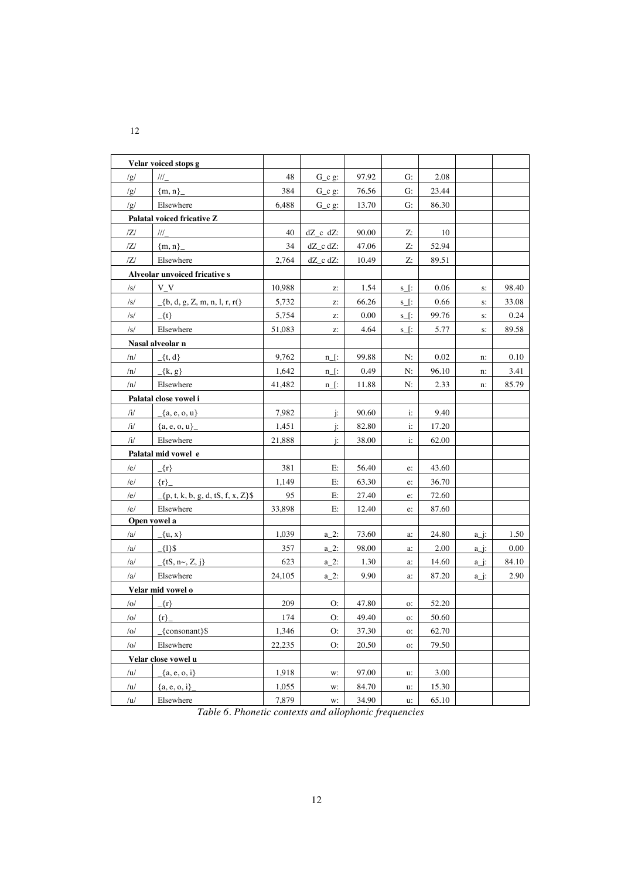| Velar voiced stops g | | | | | | | | |
|---|---|---|---|---|---|---|---|---|
| /g/ | ///_ | 48 | G_c g: | 97.92 | G: | 2.08 | | |
| /g/ | {m, n}_ | 384 | G_c g: | 76.56 | G: | 23.44 | | |
| /g/ | Elsewhere | 6,488 | G_c g: | 13.70 | G: | 86.30 | | |
| **Palatal voiced fricative Z** | | | | | | | | |
| /Z/ | ///_ | 40 | dZ_c dZ: | 90.00 | Z: | 10 | | |
| /Z/ | {m, n}_ | 34 | dZ_c dZ: | 47.06 | Z: | 52.94 | | |
| /Z/ | Elsewhere | 2,764 | dZ_c dZ: | 10.49 | Z: | 89.51 | | |
| **Alveolar unvoiced fricative s** | | | | | | | | |
| /s/ | V_V | 10,988 | z: | 1.54 | s_[: | 0.06 | s: | 98.40 |
| /s/ | _{b, d, g, Z, m, n, l, r, r(} | 5,732 | z: | 66.26 | s_[: | 0.66 | s: | 33.08 |
| /s/ | _{t} | 5,754 | z: | 0.00 | s_[: | 99.76 | s: | 0.24 |
| /s/ | Elsewhere | 51,083 | z: | 4.64 | s_[: | 5.77 | s: | 89.58 |
| **Nasal alveolar n** | | | | | | | | |
| /n/ | _{t, d} | 9,762 | n_[: | 99.88 | N: | 0.02 | n: | 0.10 |
| /n/ | _{k, g} | 1,642 | n_[: | 0.49 | N: | 96.10 | n: | 3.41 |
| /n/ | Elsewhere | 41,482 | n_[: | 11.88 | N: | 2.33 | n: | 85.79 |
| **Palatal close vowel i** | | | | | | | | |
| /i/ | _{a, e, o, u} | 7,982 | j: | 90.60 | i: | 9.40 | | |
| /i/ | {a, e, o, u}_ | 1,451 | j: | 82.80 | i: | 17.20 | | |
| /i/ | Elsewhere | 21,888 | j: | 38.00 | i: | 62.00 | | |
| **Palatal mid vowel e** | | | | | | | | |
| /e/ | _{r} | 381 | E: | 56.40 | e: | 43.60 | | |
| /e/ | {r}_ | 1,149 | E: | 63.30 | e: | 36.70 | | |
| /e/ | _{p, t, k, b, g, d, tS, f, x, Z}$ | 95 | E: | 27.40 | e: | 72.60 | | |
| /e/ | Elsewhere | 33,898 | E: | 12.40 | e: | 87.60 | | |
| **Open vowel a** | | | | | | | | |
| /a/ | _{u, x} | 1,039 | a_2: | 73.60 | a: | 24.80 | a_j: | 1.50 |
| /a/ | _{l}$ | 357 | a_2: | 98.00 | a: | 2.00 | a_j: | 0.00 |
| /a/ | _{tS, n~, Z, j} | 623 | a_2: | 1.30 | a: | 14.60 | a_j: | 84.10 |
| /a/ | Elsewhere | 24,105 | a_2: | 9.90 | a: | 87.20 | a_j: | 2.90 |
| **Velar mid vowel o** | | | | | | | | |
| /o/ | _{r} | 209 | O: | 47.80 | o: | 52.20 | | |
| /o/ | {r}_ | 174 | O: | 49.40 | o: | 50.60 | | |
| /o/ | _{consonant}$ | 1,346 | O: | 37.30 | o: | 62.70 | | |
| /o/ | Elsewhere | 22,235 | O: | 20.50 | o: | 79.50 | | |
| **Velar close vowel u** | | | | | | | | |
| /u/ | _{a, e, o, i} | 1,918 | w: | 97.00 | u: | 3.00 | | |
| /u/ | {a, e, o, i}_ | 1,055 | w: | 84.70 | u: | 15.30 | | |
| /u/ | Elsewhere | 7,879 | w: | 34.90 | u: | 65.10 | | |

*Table 6. Phonetic contexts and allophonic frequencies*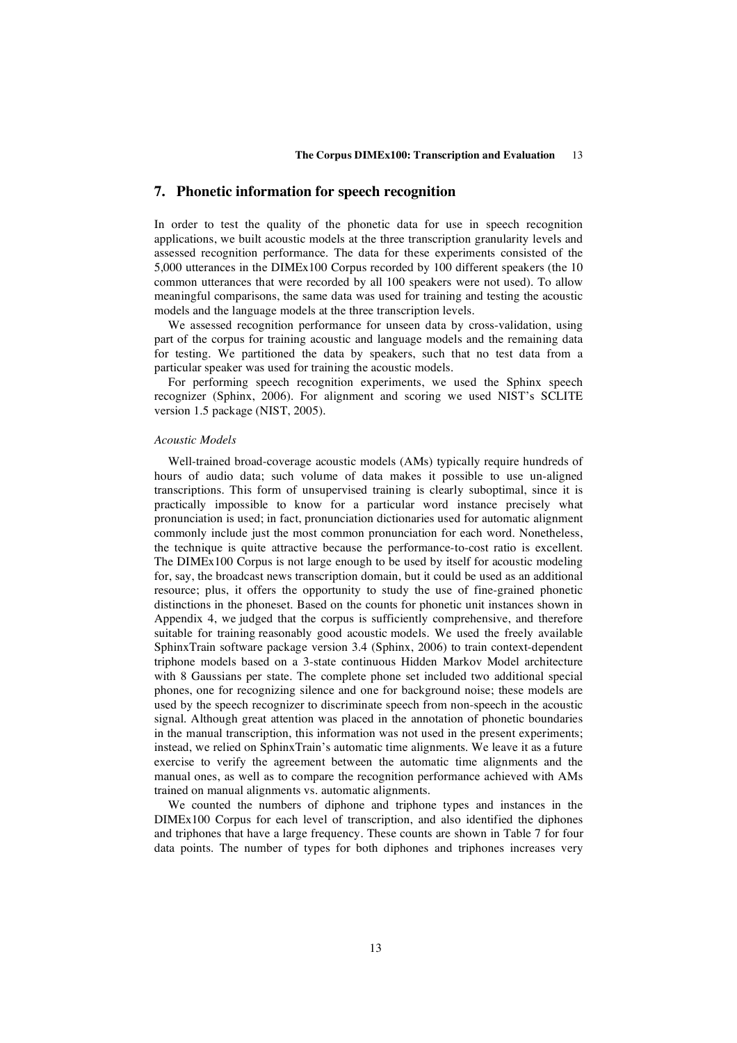## 7. Phonetic information for speech recognition

In order to test the quality of the phonetic data for use in speech recognition applications, we built acoustic models at the three transcription granularity levels and assessed recognition performance. The data for these experiments consisted of the 5,000 utterances in the DIMEx100 Corpus recorded by 100 different speakers (the 10 common utterances that were recorded by all 100 speakers were not used). To allow meaningful comparisons, the same data was used for training and testing the acoustic models and the language models at the three transcription levels.

We assessed recognition performance for unseen data by cross-validation, using part of the corpus for training acoustic and language models and the remaining data for testing. We partitioned the data by speakers, such that no test data from a particular speaker was used for training the acoustic models.

For performing speech recognition experiments, we used the Sphinx speech recognizer (Sphinx, 2006). For alignment and scoring we used NIST's SCLITE version 1.5 package (NIST, 2005).

*Acoustic Models*

Well-trained broad-coverage acoustic models (AMs) typically require hundreds of hours of audio data; such volume of data makes it possible to use un-aligned transcriptions. This form of unsupervised training is clearly suboptimal, since it is practically impossible to know for a particular word instance precisely what pronunciation is used; in fact, pronunciation dictionaries used for automatic alignment commonly include just the most common pronunciation for each word. Nonetheless, the technique is quite attractive because the performance-to-cost ratio is excellent. The DIMEx100 Corpus is not large enough to be used by itself for acoustic modeling for, say, the broadcast news transcription domain, but it could be used as an additional resource; plus, it offers the opportunity to study the use of fine-grained phonetic distinctions in the phoneset. Based on the counts for phonetic unit instances shown in Appendix 4, we judged that the corpus is sufficiently comprehensive, and therefore suitable for training reasonably good acoustic models. We used the freely available SphinxTrain software package version 3.4 (Sphinx, 2006) to train context-dependent triphone models based on a 3-state continuous Hidden Markov Model architecture with 8 Gaussians per state. The complete phone set included two additional special phones, one for recognizing silence and one for background noise; these models are used by the speech recognizer to discriminate speech from non-speech in the acoustic signal. Although great attention was placed in the annotation of phonetic boundaries in the manual transcription, this information was not used in the present experiments; instead, we relied on SphinxTrain's automatic time alignments. We leave it as a future exercise to verify the agreement between the automatic time alignments and the manual ones, as well as to compare the recognition performance achieved with AMs trained on manual alignments vs. automatic alignments.

We counted the numbers of diphone and triphone types and instances in the DIMEx100 Corpus for each level of transcription, and also identified the diphones and triphones that have a large frequency. These counts are shown in Table 7 for four data points. The number of types for both diphones and triphones increases very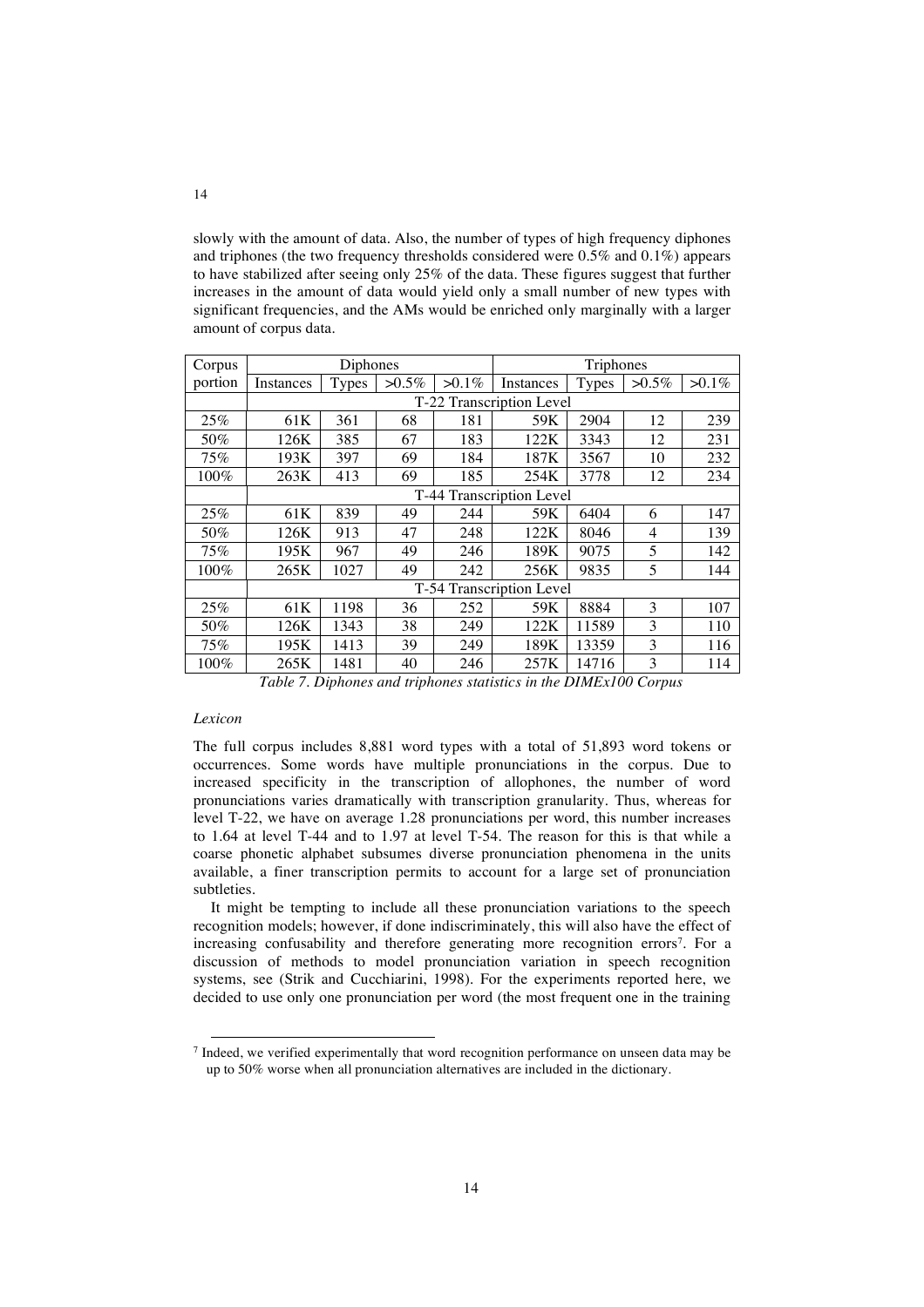slowly with the amount of data. Also, the number of types of high frequency diphones and triphones (the two frequency thresholds considered were 0.5% and 0.1%) appears to have stabilized after seeing only 25% of the data. These figures suggest that further increases in the amount of data would yield only a small number of new types with significant frequencies, and the AMs would be enriched only marginally with a larger amount of corpus data.

| Corpus | Diphones | | | | Triphones | | | |
|---|---|---|---|---|---|---|---|---|
| portion | Instances | Types | >0.5% | >0.1% | Instances | Types | >0.5% | >0.1% |
| | T-22 Transcription Level | | | | | | | |
| 25% | 61K | 361 | 68 | 181 | 59K | 2904 | 12 | 239 |
| 50% | 126K | 385 | 67 | 183 | 122K | 3343 | 12 | 231 |
| 75% | 193K | 397 | 69 | 184 | 187K | 3567 | 10 | 232 |
| 100% | 263K | 413 | 69 | 185 | 254K | 3778 | 12 | 234 |
| | T-44 Transcription Level | | | | | | | |
| 25% | 61K | 839 | 49 | 244 | 59K | 6404 | 6 | 147 |
| 50% | 126K | 913 | 47 | 248 | 122K | 8046 | 4 | 139 |
| 75% | 195K | 967 | 49 | 246 | 189K | 9075 | 5 | 142 |
| 100% | 265K | 1027 | 49 | 242 | 256K | 9835 | 5 | 144 |
| | T-54 Transcription Level | | | | | | | |
| 25% | 61K | 1198 | 36 | 252 | 59K | 8884 | 3 | 107 |
| 50% | 126K | 1343 | 38 | 249 | 122K | 11589 | 3 | 110 |
| 75% | 195K | 1413 | 39 | 249 | 189K | 13359 | 3 | 116 |
| 100% | 265K | 1481 | 40 | 246 | 257K | 14716 | 3 | 114 |

*Table 7. Diphones and triphones statistics in the DIMEx100 Corpus*

*Lexicon*

The full corpus includes 8,881 word types with a total of 51,893 word tokens or occurrences. Some words have multiple pronunciations in the corpus. Due to increased specificity in the transcription of allophones, the number of word pronunciations varies dramatically with transcription granularity. Thus, whereas for level T-22, we have on average 1.28 pronunciations per word, this number increases to 1.64 at level T-44 and to 1.97 at level T-54. The reason for this is that while a coarse phonetic alphabet subsumes diverse pronunciation phenomena in the units available, a finer transcription permits to account for a large set of pronunciation subtleties.

It might be tempting to include all these pronunciation variations to the speech recognition models; however, if done indiscriminately, this will also have the effect of increasing confusability and therefore generating more recognition errors[7]. For a discussion of methods to model pronunciation variation in speech recognition systems, see (Strik and Cucchiarini, 1998). For the experiments reported here, we decided to use only one pronunciation per word (the most frequent one in the training

[7] Indeed, we verified experimentally that word recognition performance on unseen data may be up to 50% worse when all pronunciation alternatives are included in the dictionary.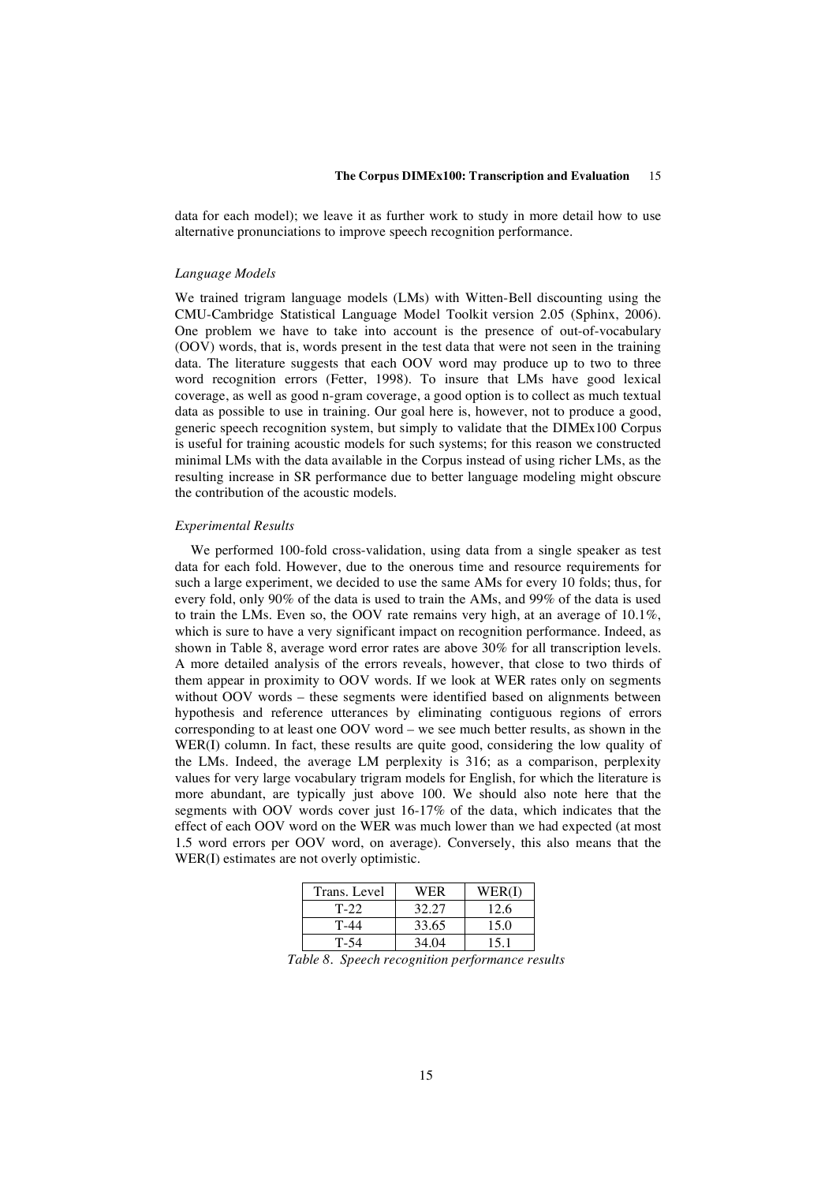data for each model); we leave it as further work to study in more detail how to use alternative pronunciations to improve speech recognition performance.

*Language Models*

We trained trigram language models (LMs) with Witten-Bell discounting using the CMU-Cambridge Statistical Language Model Toolkit version 2.05 (Sphinx, 2006). One problem we have to take into account is the presence of out-of-vocabulary (OOV) words, that is, words present in the test data that were not seen in the training data. The literature suggests that each OOV word may produce up to two to three word recognition errors (Fetter, 1998). To insure that LMs have good lexical coverage, as well as good n-gram coverage, a good option is to collect as much textual data as possible to use in training. Our goal here is, however, not to produce a good, generic speech recognition system, but simply to validate that the DIMEx100 Corpus is useful for training acoustic models for such systems; for this reason we constructed minimal LMs with the data available in the Corpus instead of using richer LMs, as the resulting increase in SR performance due to better language modeling might obscure the contribution of the acoustic models.

*Experimental Results*

We performed 100-fold cross-validation, using data from a single speaker as test data for each fold. However, due to the onerous time and resource requirements for such a large experiment, we decided to use the same AMs for every 10 folds; thus, for every fold, only 90% of the data is used to train the AMs, and 99% of the data is used to train the LMs. Even so, the OOV rate remains very high, at an average of 10.1%, which is sure to have a very significant impact on recognition performance. Indeed, as shown in Table 8, average word error rates are above 30% for all transcription levels. A more detailed analysis of the errors reveals, however, that close to two thirds of them appear in proximity to OOV words. If we look at WER rates only on segments without OOV words – these segments were identified based on alignments between hypothesis and reference utterances by eliminating contiguous regions of errors corresponding to at least one OOV word – we see much better results, as shown in the WER(I) column. In fact, these results are quite good, considering the low quality of the LMs. Indeed, the average LM perplexity is 316; as a comparison, perplexity values for very large vocabulary trigram models for English, for which the literature is more abundant, are typically just above 100. We should also note here that the segments with OOV words cover just 16-17% of the data, which indicates that the effect of each OOV word on the WER was much lower than we had expected (at most 1.5 word errors per OOV word, on average). Conversely, this also means that the WER(I) estimates are not overly optimistic.

| Trans. Level | WER | WER(I) |
|---|---|---|
| T-22 | 32.27 | 12.6 |
| T-44 | 33.65 | 15.0 |
| T-54 | 34.04 | 15.1 |

*Table 8. Speech recognition performance results*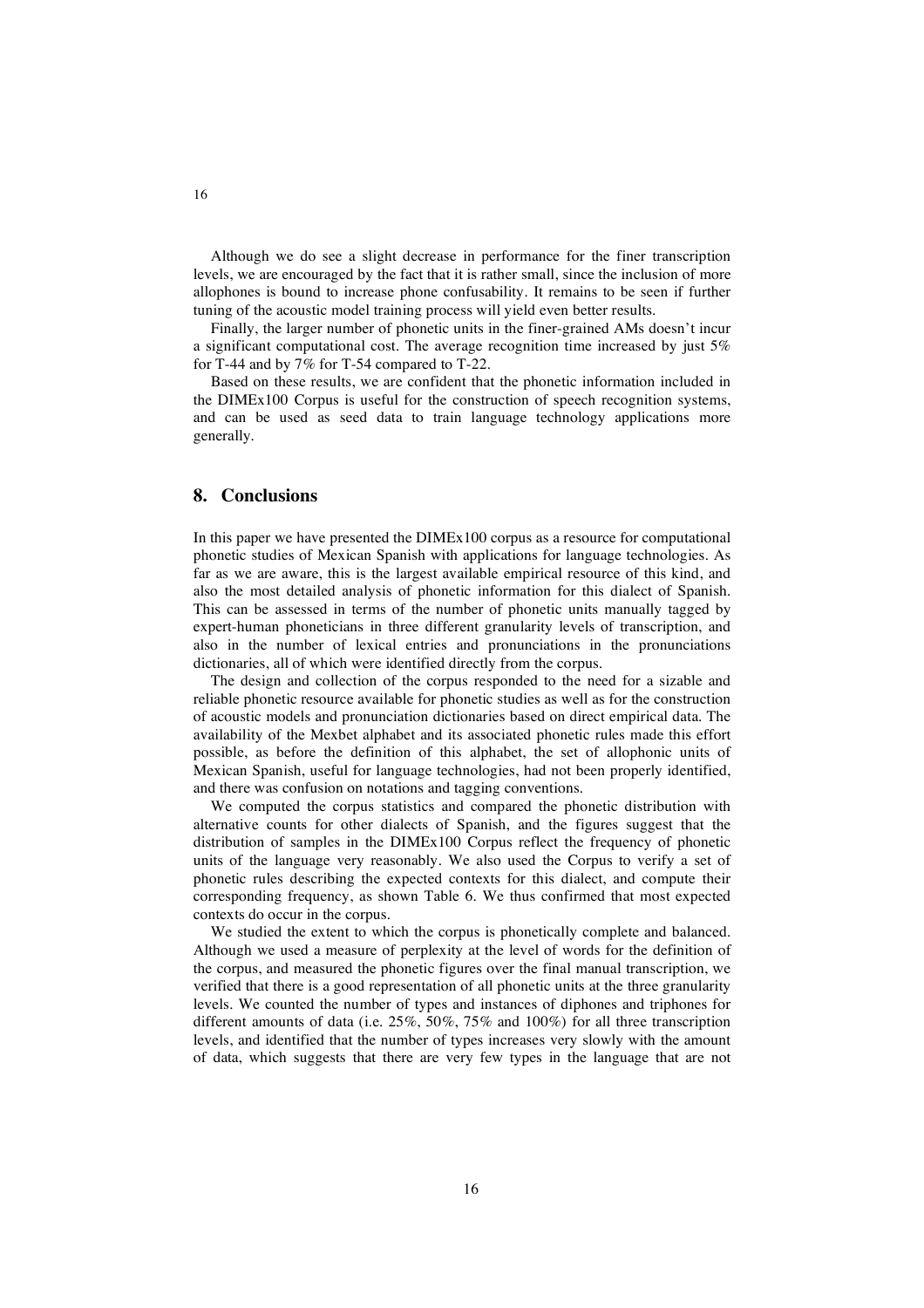Although we do see a slight decrease in performance for the finer transcription levels, we are encouraged by the fact that it is rather small, since the inclusion of more allophones is bound to increase phone confusability. It remains to be seen if further tuning of the acoustic model training process will yield even better results.

Finally, the larger number of phonetic units in the finer-grained AMs doesn't incur a significant computational cost. The average recognition time increased by just 5% for T-44 and by 7% for T-54 compared to T-22.

Based on these results, we are confident that the phonetic information included in the DIMEx100 Corpus is useful for the construction of speech recognition systems, and can be used as seed data to train language technology applications more generally.

## 8. Conclusions

In this paper we have presented the DIMEx100 corpus as a resource for computational phonetic studies of Mexican Spanish with applications for language technologies. As far as we are aware, this is the largest available empirical resource of this kind, and also the most detailed analysis of phonetic information for this dialect of Spanish. This can be assessed in terms of the number of phonetic units manually tagged by expert-human phoneticians in three different granularity levels of transcription, and also in the number of lexical entries and pronunciations in the pronunciations dictionaries, all of which were identified directly from the corpus.

The design and collection of the corpus responded to the need for a sizable and reliable phonetic resource available for phonetic studies as well as for the construction of acoustic models and pronunciation dictionaries based on direct empirical data. The availability of the Mexbet alphabet and its associated phonetic rules made this effort possible, as before the definition of this alphabet, the set of allophonic units of Mexican Spanish, useful for language technologies, had not been properly identified, and there was confusion on notations and tagging conventions.

We computed the corpus statistics and compared the phonetic distribution with alternative counts for other dialects of Spanish, and the figures suggest that the distribution of samples in the DIMEx100 Corpus reflect the frequency of phonetic units of the language very reasonably. We also used the Corpus to verify a set of phonetic rules describing the expected contexts for this dialect, and compute their corresponding frequency, as shown Table 6. We thus confirmed that most expected contexts do occur in the corpus.

We studied the extent to which the corpus is phonetically complete and balanced. Although we used a measure of perplexity at the level of words for the definition of the corpus, and measured the phonetic figures over the final manual transcription, we verified that there is a good representation of all phonetic units at the three granularity levels. We counted the number of types and instances of diphones and triphones for different amounts of data (i.e. 25%, 50%, 75% and 100%) for all three transcription levels, and identified that the number of types increases very slowly with the amount of data, which suggests that there are very few types in the language that are not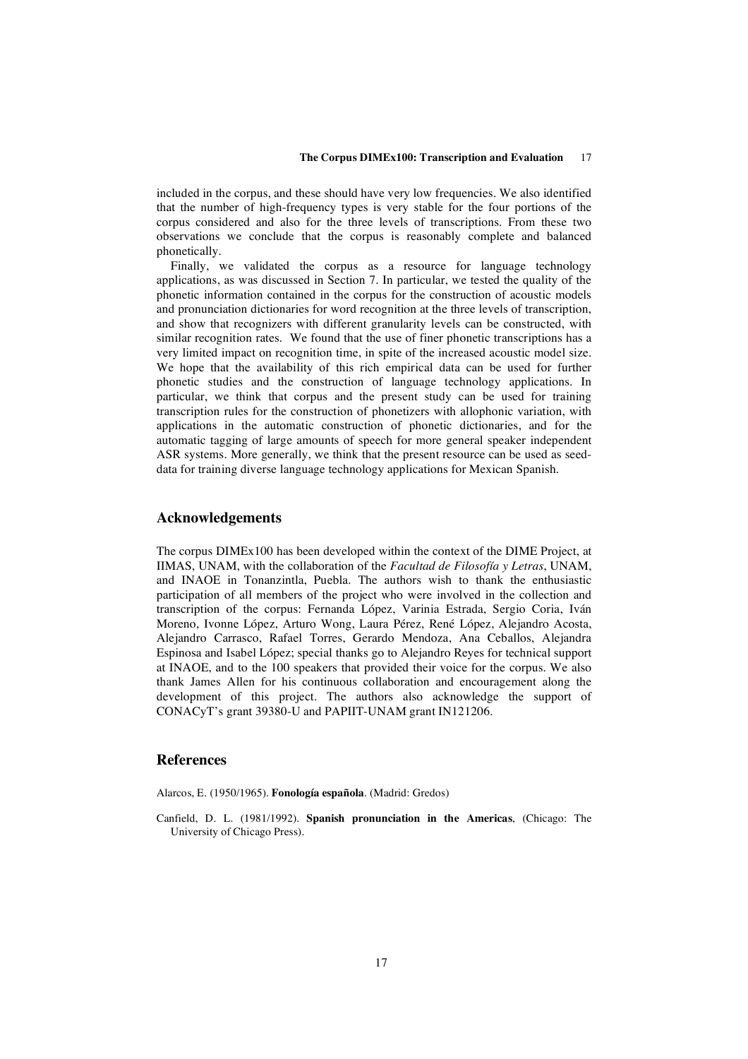included in the corpus, and these should have very low frequencies. We also identified that the number of high-frequency types is very stable for the four portions of the corpus considered and also for the three levels of transcriptions. From these two observations we conclude that the corpus is reasonably complete and balanced phonetically.

Finally, we validated the corpus as a resource for language technology applications, as was discussed in Section 7. In particular, we tested the quality of the phonetic information contained in the corpus for the construction of acoustic models and pronunciation dictionaries for word recognition at the three levels of transcription, and show that recognizers with different granularity levels can be constructed, with similar recognition rates. We found that the use of finer phonetic transcriptions has a very limited impact on recognition time, in spite of the increased acoustic model size. We hope that the availability of this rich empirical data can be used for further phonetic studies and the construction of language technology applications. In particular, we think that corpus and the present study can be used for training transcription rules for the construction of phonetizers with allophonic variation, with applications in the automatic construction of phonetic dictionaries, and for the automatic tagging of large amounts of speech for more general speaker independent ASR systems. More generally, we think that the present resource can be used as seed-data for training diverse language technology applications for Mexican Spanish.

## Acknowledgements

The corpus DIMEx100 has been developed within the context of the DIME Project, at IIMAS, UNAM, with the collaboration of the *Facultad de Filosofía y Letras*, UNAM, and INAOE in Tonanzintla, Puebla. The authors wish to thank the enthusiastic participation of all members of the project who were involved in the collection and transcription of the corpus: Fernanda López, Varinia Estrada, Sergio Coria, Iván Moreno, Ivonne López, Arturo Wong, Laura Pérez, René López, Alejandro Acosta, Alejandro Carrasco, Rafael Torres, Gerardo Mendoza, Ana Ceballos, Alejandra Espinosa and Isabel López; special thanks go to Alejandro Reyes for technical support at INAOE, and to the 100 speakers that provided their voice for the corpus. We also thank James Allen for his continuous collaboration and encouragement along the development of this project. The authors also acknowledge the support of CONACyT's grant 39380-U and PAPIIT-UNAM grant IN121206.

## References

Alarcos, E. (1950/1965). **Fonología española**. (Madrid: Gredos)

Canfield, D. L. (1981/1992). **Spanish pronunciation in the Americas**, (Chicago: The University of Chicago Press).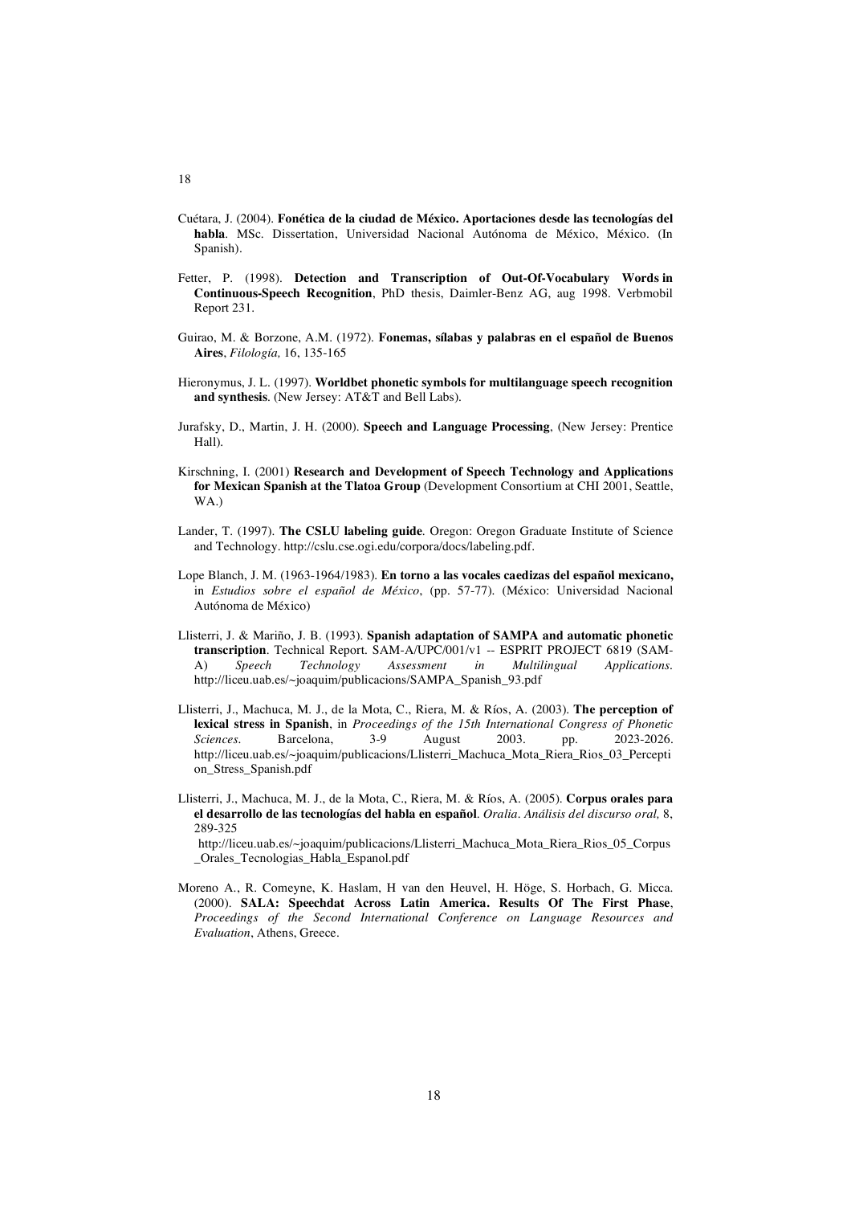Cuétara, J. (2004). **Fonética de la ciudad de México. Aportaciones desde las tecnologías del habla**. MSc. Dissertation, Universidad Nacional Autónoma de México, México. (In Spanish).

Fetter, P. (1998). **Detection and Transcription of Out-Of-Vocabulary Words in Continuous-Speech Recognition**, PhD thesis, Daimler-Benz AG, aug 1998. Verbmobil Report 231.

Guirao, M. & Borzone, A.M. (1972). **Fonemas, sílabas y palabras en el español de Buenos Aires**, *Filología,* 16, 135-165

Hieronymus, J. L. (1997). **Worldbet phonetic symbols for multilanguage speech recognition and synthesis**. (New Jersey: AT&T and Bell Labs).

Jurafsky, D., Martin, J. H. (2000). **Speech and Language Processing**, (New Jersey: Prentice Hall).

Kirschning, I. (2001) **Research and Development of Speech Technology and Applications for Mexican Spanish at the Tlatoa Group** (Development Consortium at CHI 2001, Seattle, WA.)

Lander, T. (1997). **The CSLU labeling guide**. Oregon: Oregon Graduate Institute of Science and Technology. http://cslu.cse.ogi.edu/corpora/docs/labeling.pdf.

Lope Blanch, J. M. (1963-1964/1983). **En torno a las vocales caedizas del español mexicano,** in *Estudios sobre el español de México*, (pp. 57-77). (México: Universidad Nacional Autónoma de México)

Llisterri, J. & Mariño, J. B. (1993). **Spanish adaptation of SAMPA and automatic phonetic transcription**. Technical Report. SAM-A/UPC/001/v1 -- ESPRIT PROJECT 6819 (SAM-A) *Speech Technology Assessment in Multilingual Applications*. http://liceu.uab.es/~joaquim/publicacions/SAMPA_Spanish_93.pdf

Llisterri, J., Machuca, M. J., de la Mota, C., Riera, M. & Ríos, A. (2003). **The perception of lexical stress in Spanish**, in *Proceedings of the 15th International Congress of Phonetic Sciences*. Barcelona, 3-9 August 2003. pp. 2023-2026. http://liceu.uab.es/~joaquim/publicacions/Llisterri_Machuca_Mota_Riera_Rios_03_Perception_Stress_Spanish.pdf

Llisterri, J., Machuca, M. J., de la Mota, C., Riera, M. & Ríos, A. (2005). **Corpus orales para el desarrollo de las tecnologías del habla en español**. *Oralia. Análisis del discurso oral,* 8, 289-325 http://liceu.uab.es/~joaquim/publicacions/Llisterri_Machuca_Mota_Riera_Rios_05_Corpus_Orales_Tecnologias_Habla_Espanol.pdf

Moreno A., R. Comeyne, K. Haslam, H van den Heuvel, H. Höge, S. Horbach, G. Micca. (2000). **SALA: Speechdat Across Latin America. Results Of The First Phase**, *Proceedings of the Second International Conference on Language Resources and Evaluation*, Athens, Greece.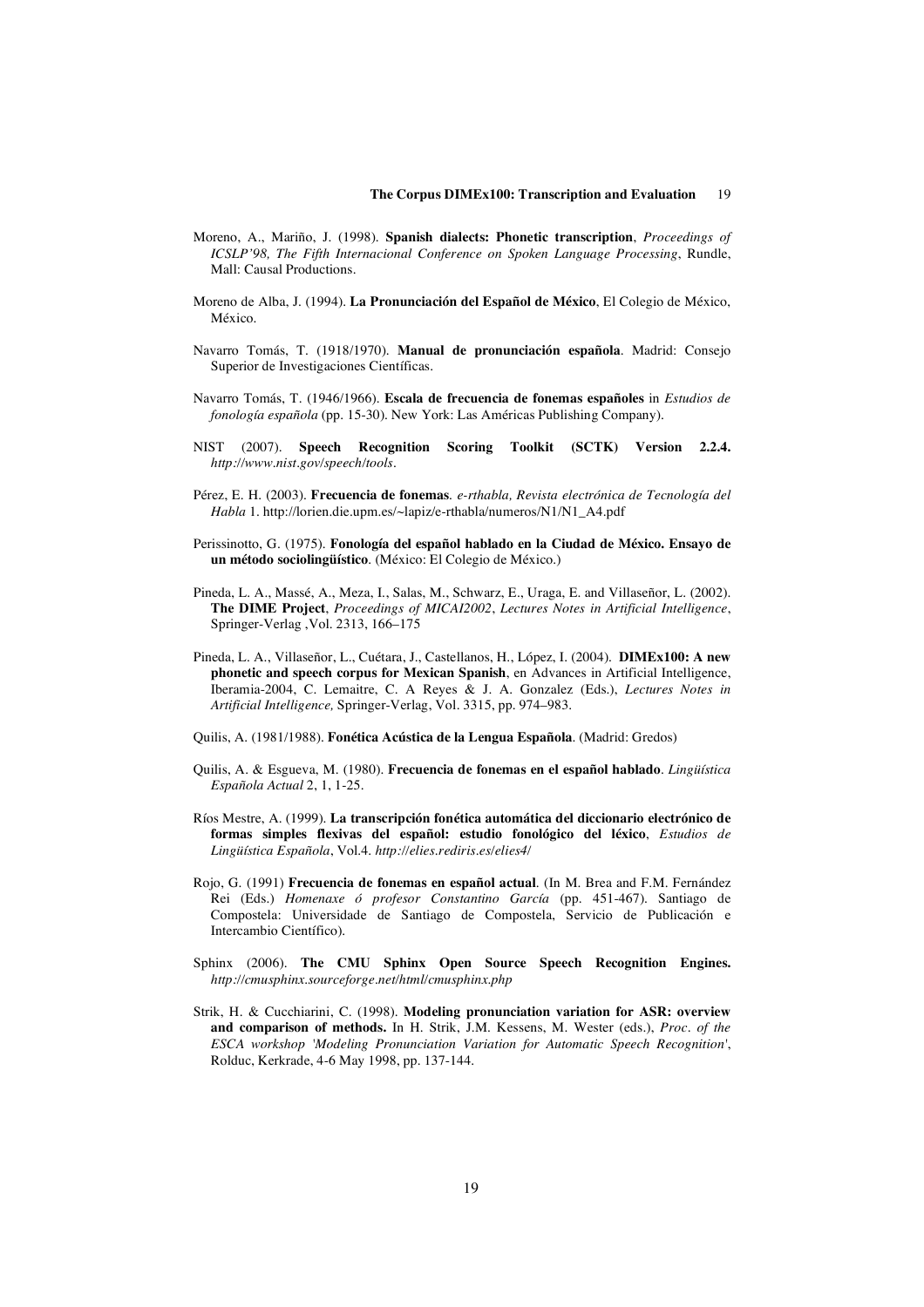Moreno, A., Mariño, J. (1998). **Spanish dialects: Phonetic transcription**, *Proceedings of ICSLP'98, The Fifth Internacional Conference on Spoken Language Processing*, Rundle, Mall: Causal Productions.

Moreno de Alba, J. (1994). **La Pronunciación del Español de México**, El Colegio de México, México.

Navarro Tomás, T. (1918/1970). **Manual de pronunciación española**. Madrid: Consejo Superior de Investigaciones Científicas.

Navarro Tomás, T. (1946/1966). **Escala de frecuencia de fonemas españoles** in *Estudios de fonología española* (pp. 15-30). New York: Las Américas Publishing Company).

NIST (2007). **Speech Recognition Scoring Toolkit (SCTK) Version 2.2.4.** *http://www.nist.gov/speech/tools*.

Pérez, E. H. (2003). **Frecuencia de fonemas**. *e-rthabla, Revista electrónica de Tecnología del Habla* 1. http://lorien.die.upm.es/~lapiz/e-rthabla/numeros/N1/N1_A4.pdf

Perissinotto, G. (1975). **Fonología del español hablado en la Ciudad de México. Ensayo de un método sociolingüístico**. (México: El Colegio de México.)

Pineda, L. A., Massé, A., Meza, I., Salas, M., Schwarz, E., Uraga, E. and Villaseñor, L. (2002). **The DIME Project**, *Proceedings of MICAI2002*, *Lectures Notes in Artificial Intelligence*, Springer-Verlag ,Vol. 2313, 166–175

Pineda, L. A., Villaseñor, L., Cuétara, J., Castellanos, H., López, I. (2004). **DIMEx100: A new phonetic and speech corpus for Mexican Spanish**, en Advances in Artificial Intelligence, Iberamia-2004, C. Lemaitre, C. A Reyes & J. A. Gonzalez (Eds.), *Lectures Notes in Artificial Intelligence,* Springer-Verlag, Vol. 3315, pp. 974–983.

Quilis, A. (1981/1988). **Fonética Acústica de la Lengua Española**. (Madrid: Gredos)

Quilis, A. & Esgueva, M. (1980). **Frecuencia de fonemas en el español hablado**. *Lingüística Española Actual* 2, 1, 1-25.

Ríos Mestre, A. (1999). **La transcripción fonética automática del diccionario electrónico de formas simples flexivas del español: estudio fonológico del léxico**, *Estudios de Lingüística Española*, Vol.4. *http://elies.rediris.es/elies4/*

Rojo, G. (1991) **Frecuencia de fonemas en español actual**. (In M. Brea and F.M. Fernández Rei (Eds.) *Homenaxe ó profesor Constantino García* (pp. 451-467). Santiago de Compostela: Universidade de Santiago de Compostela, Servicio de Publicación e Intercambio Científico).

Sphinx (2006). **The CMU Sphinx Open Source Speech Recognition Engines.** *http://cmusphinx.sourceforge.net/html/cmusphinx.php*

Strik, H. & Cucchiarini, C. (1998). **Modeling pronunciation variation for ASR: overview and comparison of methods.** In H. Strik, J.M. Kessens, M. Wester (eds.), *Proc. of the ESCA workshop 'Modeling Pronunciation Variation for Automatic Speech Recognition'*, Rolduc, Kerkrade, 4-6 May 1998, pp. 137-144.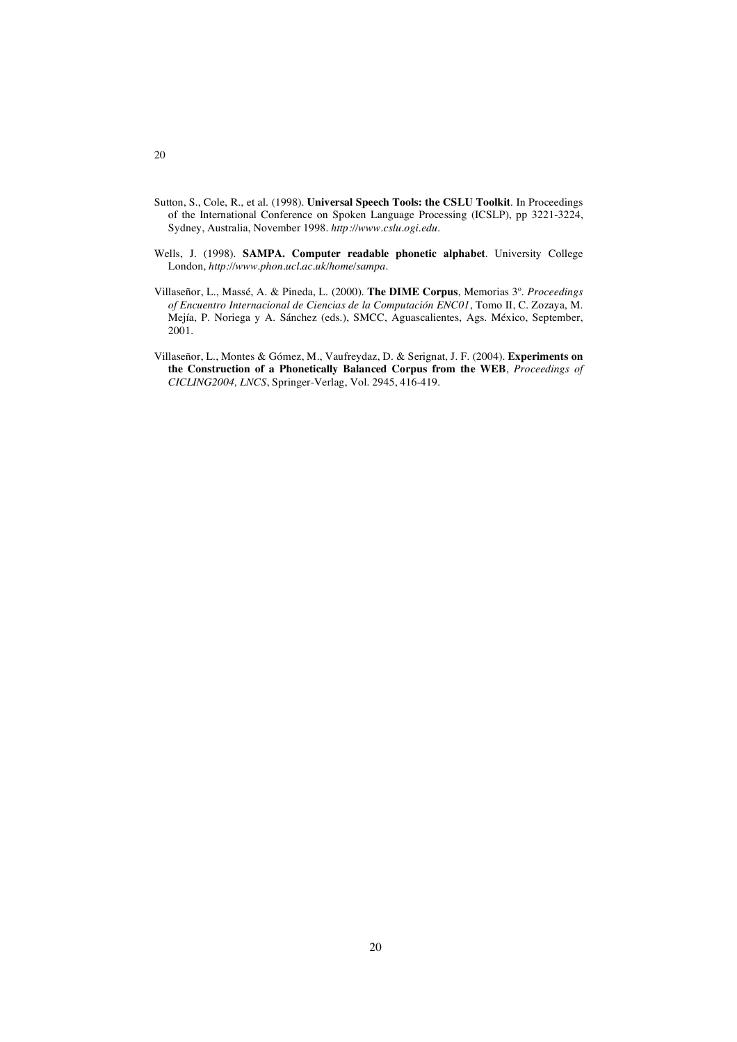Sutton, S., Cole, R., et al. (1998). **Universal Speech Tools: the CSLU Toolkit**. In Proceedings of the International Conference on Spoken Language Processing (ICSLP), pp 3221-3224, Sydney, Australia, November 1998. *http://www.cslu.ogi.edu*.

Wells, J. (1998). **SAMPA. Computer readable phonetic alphabet**. University College London, *http://www.phon.ucl.ac.uk/home/sampa*.

Villaseñor, L., Massé, A. & Pineda, L. (2000). **The DIME Corpus**, Memorias 3º. *Proceedings of Encuentro Internacional de Ciencias de la Computación ENC01*, Tomo II, C. Zozaya, M. Mejía, P. Noriega y A. Sánchez (eds.), SMCC, Aguascalientes, Ags. México, September, 2001.

Villaseñor, L., Montes & Gómez, M., Vaufreydaz, D. & Serignat, J. F. (2004). **Experiments on the Construction of a Phonetically Balanced Corpus from the WEB**, *Proceedings of CICLING2004, LNCS*, Springer-Verlag, Vol. 2945, 416-419.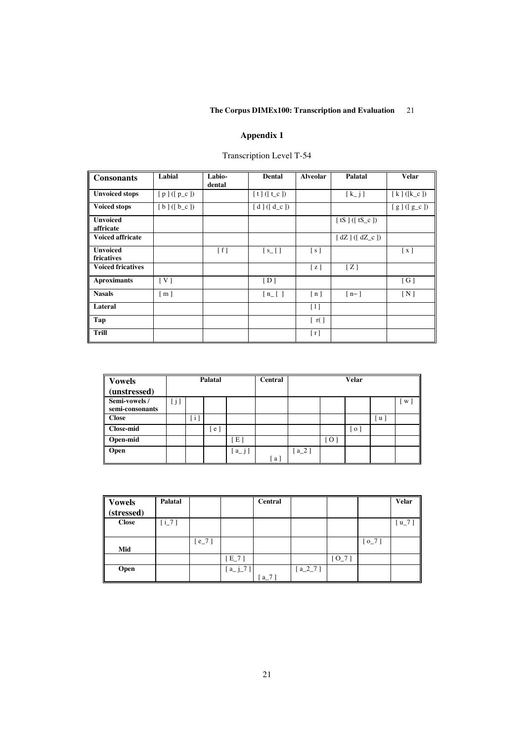## Appendix 1

Transcription Level T-54

| Consonants | Labial | Labio-dental | Dental | Alveolar | Palatal | Velar |
|---|---|---|---|---|---|---|
| Unvoiced stops | [ p ] ([ p_c ]) | | [ t ] ([ t_c ]) | | [ k_ j ] | [ k ] ([k_c ]) |
| Voiced stops | [ b ] ([ b_c ]) | | [ d ] ([ d_c ]) | | | [ g ] ([ g_c ]) |
| Unvoiced affricate | | | | | [ tS ] ([ tS_c ]) | |
| Voiced affricate | | | | | [ dZ ] ([ dZ_c ]) | |
| Unvoiced fricatives | | [ f ] | [ s_[ ] | [ s ] | | [ x ] |
| Voiced fricatives | | | | [ z ] | [ Z ] | |
| Aproximants | [ V ] | | [ D ] | | | [ G ] |
| Nasals | [ m ] | | [ n_[ ] | [ n ] | [ n~ ] | [ N ] |
| Lateral | | | | [ l ] | | |
| Tap | | | | [ r( ] | | |
| Trill | | | | [ r ] | | |

| Vowels (unstressed) | Palatal | | | | Central | Velar | | | | |
|---|---|---|---|---|---|---|---|---|---|---|
| Semi-vowels / semi-consonants | [ j ] | | | | | | | | | [ w ] |
| Close | | [ i ] | | | | | | | [ u ] | |
| Close-mid | | | [ e ] | | | | | [ o ] | | |
| Open-mid | | | | [ E ] | | | [ O ] | | | |
| Open | | | | [ a_ j ] | [ a ] | [ a_2 ] | | | | |

| Vowels (stressed) | Palatal | | | Central | | | | Velar |
|---|---|---|---|---|---|---|---|---|
| Close | [ i_7 ] | | | | | | | [ u_7 ] |
| Mid | | [ e_7 ] | | | | | [ o_7 ] | |
| | | | [ E_7 ] | | | [ O_7 ] | | |
| Open | | | [ a_ j_7 ] | [ a_7 ] | [ a_2_7 ] | | | |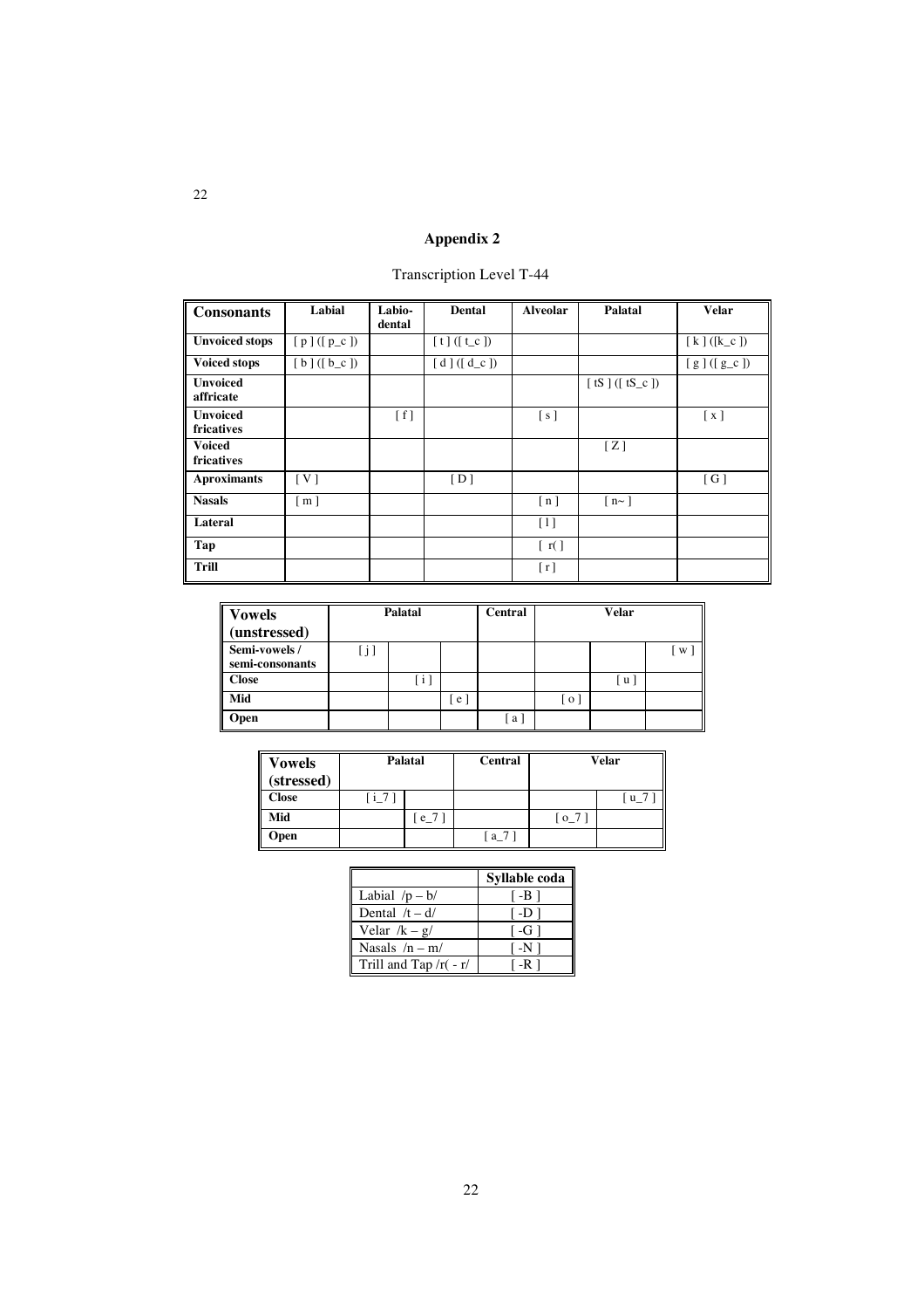# Appendix 2

Transcription Level T-44

| Consonants | Labial | Labio-dental | Dental | Alveolar | Palatal | Velar |
|---|---|---|---|---|---|---|
| Unvoiced stops | [ p ] ([ p_c ]) | | [ t ] ([ t_c ]) | | | [ k ] ([k_c ]) |
| Voiced stops | [ b ] ([ b_c ]) | | [ d ] ([ d_c ]) | | | [ g ] ([ g_c ]) |
| Unvoiced affricate | | | | | [ tS ] ([ tS_c ]) | |
| Unvoiced fricatives | | [ f ] | | [ s ] | | [ x ] |
| Voiced fricatives | | | | | [ Z ] | |
| Aproximants | [ V ] | | [ D ] | | | [ G ] |
| Nasals | [ m ] | | | [ n ] | [ n~ ] | |
| Lateral | | | | [ l ] | | |
| Tap | | | | [ r( ] | | |
| Trill | | | | [ r ] | | |

| Vowels (unstressed) | Palatal | | | Central | Velar | | |
|---|---|---|---|---|---|---|---|
| Semi-vowels / semi-consonants | [ j ] | | | | | | [ w ] |
| Close | | [ i ] | | | | [ u ] | |
| Mid | | | [ e ] | | [ o ] | | |
| Open | | | | [ a ] | | | |

| Vowels (stressed) | Palatal | | Central | Velar | |
|---|---|---|---|---|---|
| Close | [ i_7 ] | | | | [ u_7 ] |
| Mid | | [ e_7 ] | | [ o_7 ] | |
| Open | | | [ a_7 ] | | |

| | Syllable coda |
|---|---|
| Labial /p – b/ | [ -B ] |
| Dental /t – d/ | [ -D ] |
| Velar /k – g/ | [ -G ] |
| Nasals /n – m/ | [ -N ] |
| Trill and Tap /r( - r/ | [ -R ] |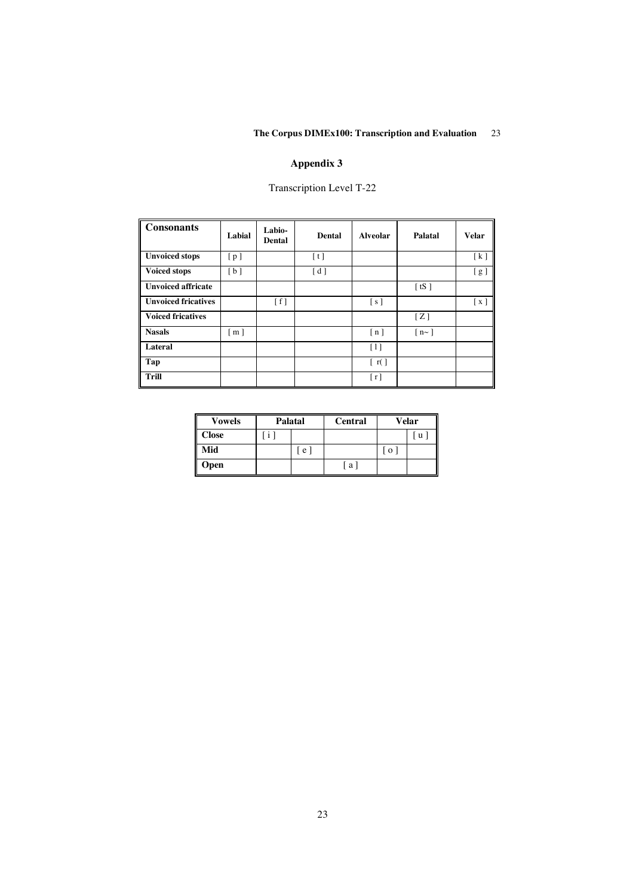## Appendix 3

Transcription Level T-22

| **Consonants** | **Labial** | **Labio-Dental** | **Dental** | **Alveolar** | **Palatal** | **Velar** |
|---|---|---|---|---|---|---|
| **Unvoiced stops** | [ p ] | | [ t ] | | | [ k ] |
| **Voiced stops** | [ b ] | | [ d ] | | | [ g ] |
| **Unvoiced affricate** | | | | | [ tS ] | |
| **Unvoiced fricatives** | | [ f ] | | [ s ] | | [ x ] |
| **Voiced fricatives** | | | | | [ Z ] | |
| **Nasals** | [ m ] | | | [ n ] | [ n~ ] | |
| **Lateral** | | | | [ l ] | | |
| **Tap** | | | | [ r( ] | | |
| **Trill** | | | | [ r ] | | |

| **Vowels** | **Palatal** | | **Central** | **Velar** | |
|---|---|---|---|---|---|
| **Close** | [ i ] | | | | [ u ] |
| **Mid** | | [ e ] | | [ o ] | |
| **Open** | | | [ a ] | | |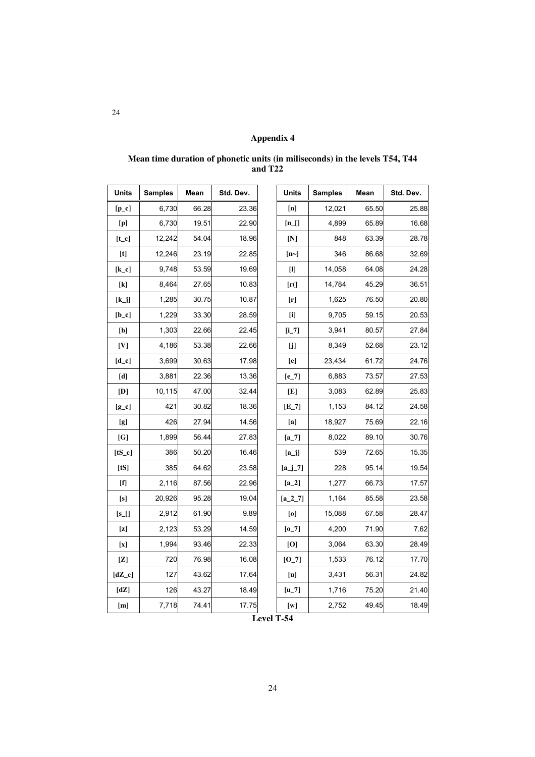## Appendix 4

### Mean time duration of phonetic units (in miliseconds) in the levels T54, T44 and T22

| Units | Samples | Mean | Std. Dev. |
|---|---|---|---|
| [p_c] | 6,730 | 66.28 | 23.36 |
| [p] | 6,730 | 19.51 | 22.90 |
| [t_c] | 12,242 | 54.04 | 18.96 |
| [t] | 12,246 | 23.19 | 22.85 |
| [k_c] | 9,748 | 53.59 | 19.69 |
| [k] | 8,464 | 27.65 | 10.83 |
| [k_j] | 1,285 | 30.75 | 10.87 |
| [b_c] | 1,229 | 33.30 | 28.59 |
| [b] | 1,303 | 22.66 | 22.45 |
| [V] | 4,186 | 53.38 | 22.66 |
| [d_c] | 3,699 | 30.63 | 17.98 |
| [d] | 3,881 | 22.36 | 13.36 |
| [D] | 10,115 | 47.00 | 32.44 |
| [g_c] | 421 | 30.82 | 18.36 |
| [g] | 426 | 27.94 | 14.56 |
| [G] | 1,899 | 56.44 | 27.83 |
| [tS_c] | 386 | 50.20 | 16.46 |
| [tS] | 385 | 64.62 | 23.58 |
| [f] | 2,116 | 87.56 | 22.96 |
| [s] | 20,926 | 95.28 | 19.04 |
| [s_[] | 2,912 | 61.90 | 9.89 |
| [z] | 2,123 | 53.29 | 14.59 |
| [x] | 1,994 | 93.46 | 22.33 |
| [Z] | 720 | 76.98 | 16.08 |
| [dZ_c] | 127 | 43.62 | 17.64 |
| [dZ] | 126 | 43.27 | 18.49 |
| [m] | 7,718 | 74.41 | 17.75 |
| [n] | 12,021 | 65.50 | 25.88 |
| [n_[] | 4,899 | 65.89 | 16.68 |
| [N] | 848 | 63.39 | 28.78 |
| [n~] | 346 | 86.68 | 32.69 |
| [l] | 14,058 | 64.08 | 24.28 |
| [r(] | 14,784 | 45.29 | 36.51 |
| [r] | 1,625 | 76.50 | 20.80 |
| [i] | 9,705 | 59.15 | 20.53 |
| [i_7] | 3,941 | 80.57 | 27.84 |
| [j] | 8,349 | 52.68 | 23.12 |
| [e] | 23,434 | 61.72 | 24.76 |
| [e_7] | 6,883 | 73.57 | 27.53 |
| [E] | 3,083 | 62.89 | 25.83 |
| [E_7] | 1,153 | 84.12 | 24.58 |
| [a] | 18,927 | 75.69 | 22.16 |
| [a_7] | 8,022 | 89.10 | 30.76 |
| [a_j] | 539 | 72.65 | 15.35 |
| [a_j_7] | 228 | 95.14 | 19.54 |
| [a_2] | 1,277 | 66.73 | 17.57 |
| [a_2_7] | 1,164 | 85.58 | 23.58 |
| [o] | 15,088 | 67.58 | 28.47 |
| [o_7] | 4,200 | 71.90 | 7.62 |
| [O] | 3,064 | 63.30 | 28.49 |
| [O_7] | 1,533 | 76.12 | 17.70 |
| [u] | 3,431 | 56.31 | 24.82 |
| [u_7] | 1,716 | 75.20 | 21.40 |
| [w] | 2,752 | 49.45 | 18.49 |

**Level T-54**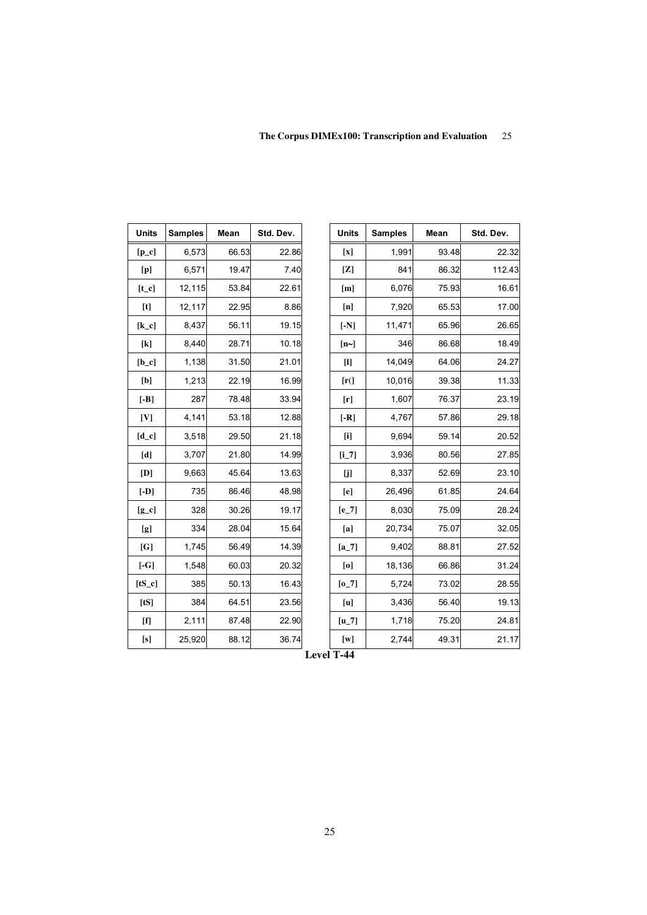| Units | Samples | Mean | Std. Dev. |
|---|---|---|---|
| [p_c] | 6,573 | 66.53 | 22.86 |
| [p] | 6,571 | 19.47 | 7.40 |
| [t_c] | 12,115 | 53.84 | 22.61 |
| [t] | 12,117 | 22.95 | 8.86 |
| [k_c] | 8,437 | 56.11 | 19.15 |
| [k] | 8,440 | 28.71 | 10.18 |
| [b_c] | 1,138 | 31.50 | 21.01 |
| [b] | 1,213 | 22.19 | 16.99 |
| [-B] | 287 | 78.48 | 33.94 |
| [V] | 4,141 | 53.18 | 12.88 |
| [d_c] | 3,518 | 29.50 | 21.18 |
| [d] | 3,707 | 21.80 | 14.99 |
| [D] | 9,663 | 45.64 | 13.63 |
| [-D] | 735 | 86.46 | 48.98 |
| [g_c] | 328 | 30.26 | 19.17 |
| [g] | 334 | 28.04 | 15.64 |
| [G] | 1,745 | 56.49 | 14.39 |
| [-G] | 1,548 | 60.03 | 20.32 |
| [tS_c] | 385 | 50.13 | 16.43 |
| [tS] | 384 | 64.51 | 23.56 |
| [f] | 2,111 | 87.48 | 22.90 |
| [s] | 25,920 | 88.12 | 36.74 |

| Units | Samples | Mean | Std. Dev. |
|---|---|---|---|
| [x] | 1,991 | 93.48 | 22.32 |
| [Z] | 841 | 86.32 | 112.43 |
| [m] | 6,076 | 75.93 | 16.61 |
| [n] | 7,920 | 65.53 | 17.00 |
| [-N] | 11,471 | 65.96 | 26.65 |
| [n~] | 346 | 86.68 | 18.49 |
| [l] | 14,049 | 64.06 | 24.27 |
| [r(] | 10,016 | 39.38 | 11.33 |
| [r] | 1,607 | 76.37 | 23.19 |
| [-R] | 4,767 | 57.86 | 29.18 |
| [i] | 9,694 | 59.14 | 20.52 |
| [i_7] | 3,936 | 80.56 | 27.85 |
| [j] | 8,337 | 52.69 | 23.10 |
| [e] | 26,496 | 61.85 | 24.64 |
| [e_7] | 8,030 | 75.09 | 28.24 |
| [a] | 20,734 | 75.07 | 32.05 |
| [a_7] | 9,402 | 88.81 | 27.52 |
| [o] | 18,136 | 66.86 | 31.24 |
| [o_7] | 5,724 | 73.02 | 28.55 |
| [u] | 3,436 | 56.40 | 19.13 |
| [u_7] | 1,718 | 75.20 | 24.81 |
| [w] | 2,744 | 49.31 | 21.17 |

**Level T-44**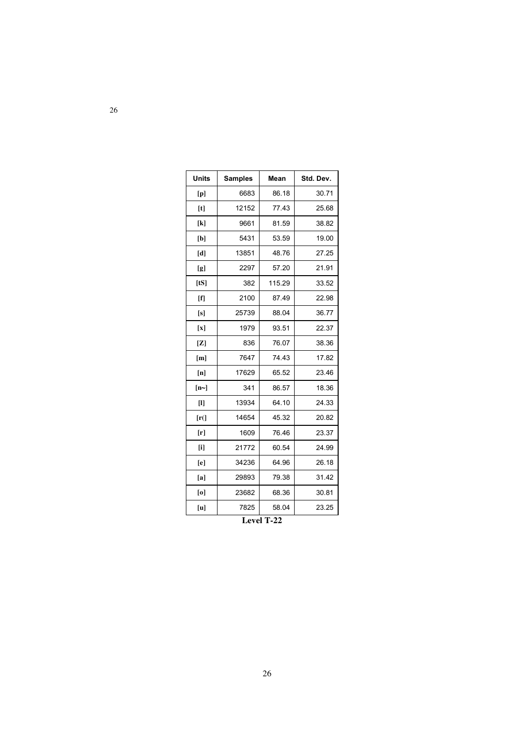| Units | Samples | Mean | Std. Dev. |
|---|---|---|---|
| [p] | 6683 | 86.18 | 30.71 |
| [t] | 12152 | 77.43 | 25.68 |
| [k] | 9661 | 81.59 | 38.82 |
| [b] | 5431 | 53.59 | 19.00 |
| [d] | 13851 | 48.76 | 27.25 |
| [g] | 2297 | 57.20 | 21.91 |
| [tS] | 382 | 115.29 | 33.52 |
| [f] | 2100 | 87.49 | 22.98 |
| [s] | 25739 | 88.04 | 36.77 |
| [x] | 1979 | 93.51 | 22.37 |
| [Z] | 836 | 76.07 | 38.36 |
| [m] | 7647 | 74.43 | 17.82 |
| [n] | 17629 | 65.52 | 23.46 |
| [n~] | 341 | 86.57 | 18.36 |
| [l] | 13934 | 64.10 | 24.33 |
| [r(] | 14654 | 45.32 | 20.82 |
| [r] | 1609 | 76.46 | 23.37 |
| [i] | 21772 | 60.54 | 24.99 |
| [e] | 34236 | 64.96 | 26.18 |
| [a] | 29893 | 79.38 | 31.42 |
| [o] | 23682 | 68.36 | 30.81 |
| [u] | 7825 | 58.04 | 23.25 |

**Level T-22**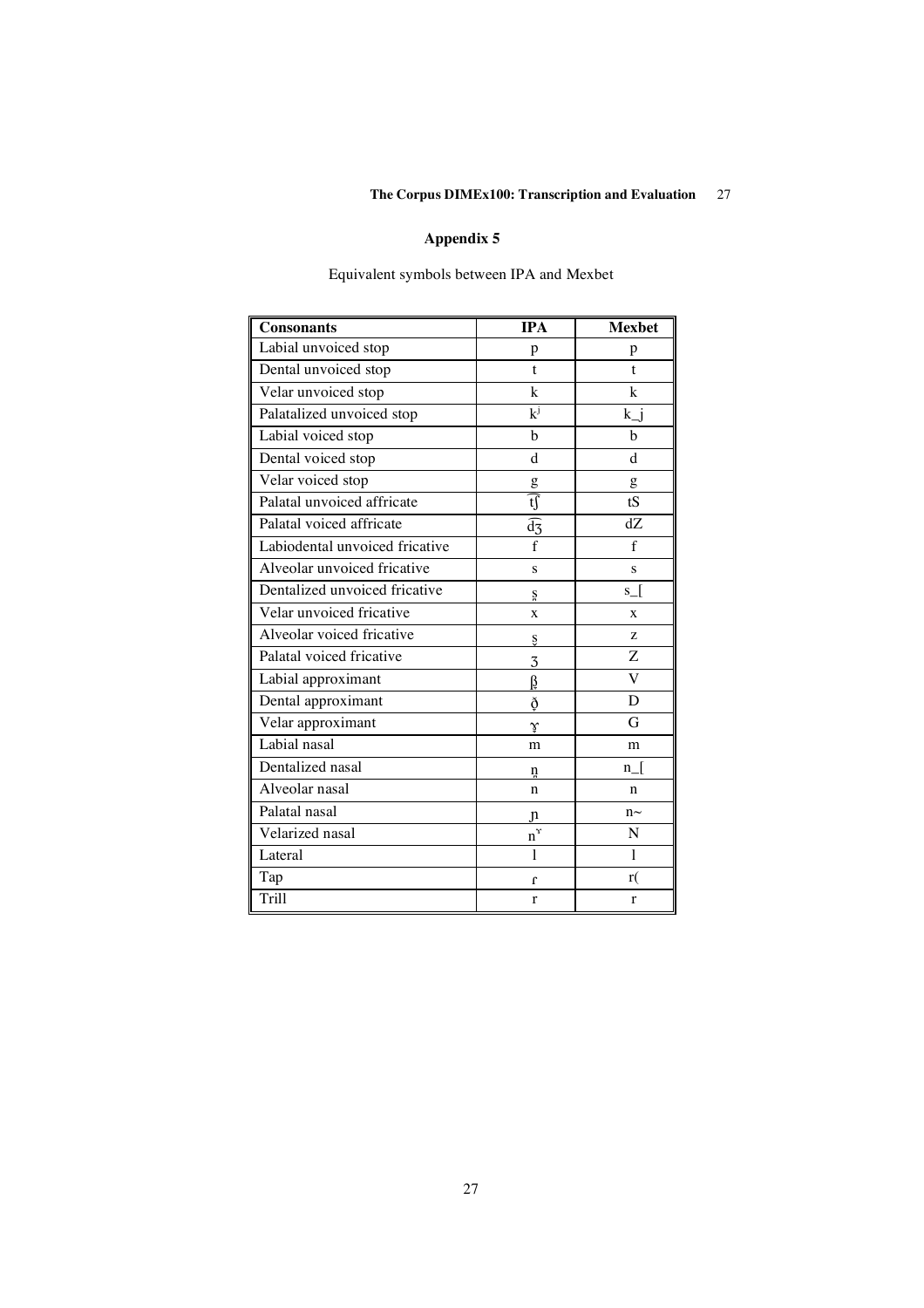## Appendix 5

Equivalent symbols between IPA and Mexbet

| Consonants | IPA | Mexbet |
|---|---|---|
| Labial unvoiced stop | p | p |
| Dental unvoiced stop | t | t |
| Velar unvoiced stop | k | k |
| Palatalized unvoiced stop | kʲ | k_j |
| Labial voiced stop | b | b |
| Dental voiced stop | d | d |
| Velar voiced stop | g | g |
| Palatal unvoiced affricate | t͡ʃ | tS |
| Palatal voiced affricate | d͡ʒ | dZ |
| Labiodental unvoiced fricative | f | f |
| Alveolar unvoiced fricative | s | s |
| Dentalized unvoiced fricative | s̪ | s_[ |
| Velar unvoiced fricative | x | x |
| Alveolar voiced fricative | s̬ | z |
| Palatal voiced fricative | ʒ | Z |
| Labial approximant | β̞ | V |
| Dental approximant | ð̞ | D |
| Velar approximant | ɣ̞ | G |
| Labial nasal | m | m |
| Dentalized nasal | n̪ | n_[ |
| Alveolar nasal | n | n |
| Palatal nasal | ɲ | n~ |
| Velarized nasal | nˠ | N |
| Lateral | l | l |
| Tap | ɾ | r( |
| Trill | r | r |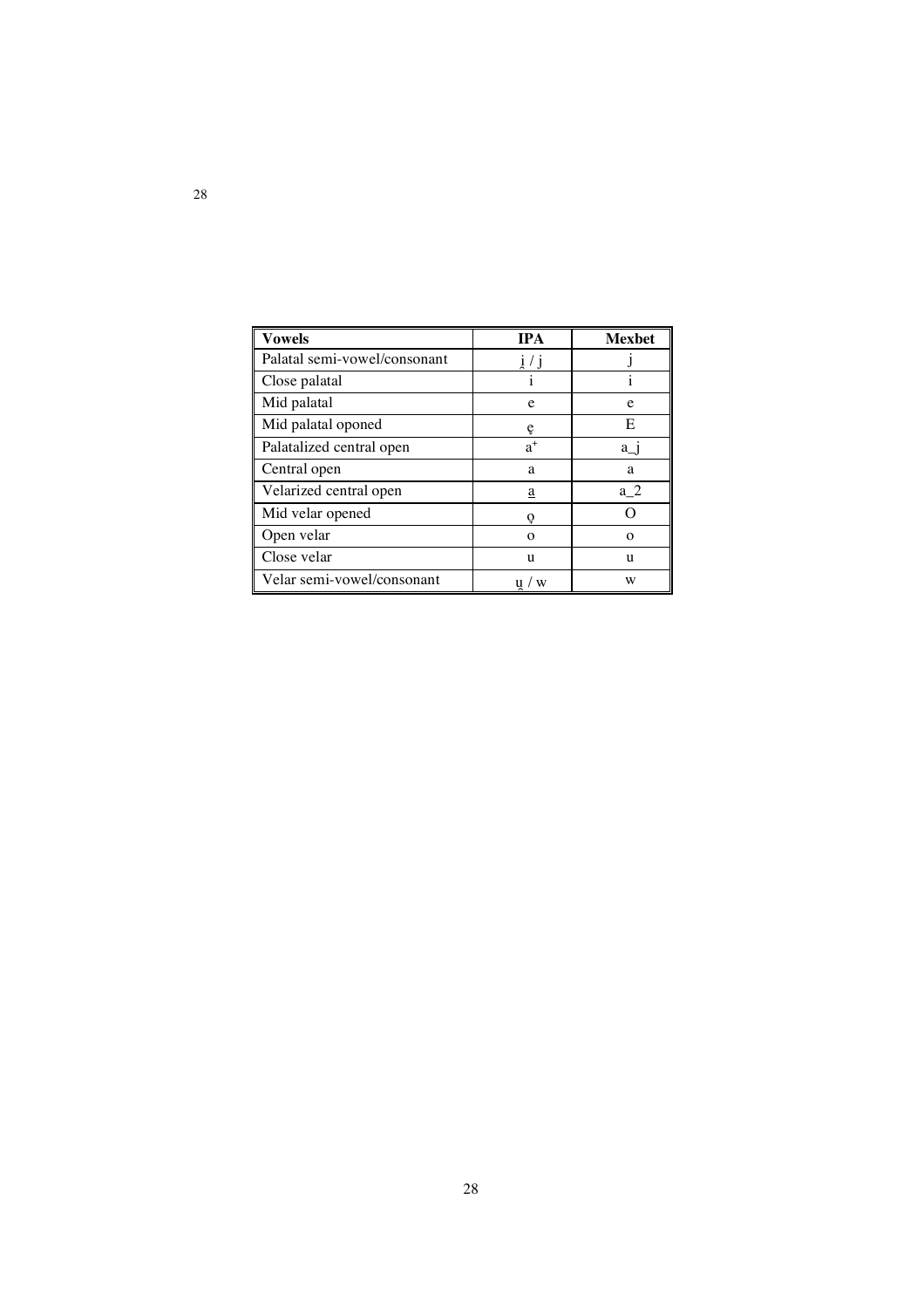| Vowels | IPA | Mexbet |
|---|---|---|
| Palatal semi-vowel/consonant | i̯ / j | j |
| Close palatal | i | i |
| Mid palatal | e | e |
| Mid palatal oponed | ę | E |
| Palatalized central open | $a^{+}$ | a_j |
| Central open | a | a |
| Velarized central open | a̲ | a_2 |
| Mid velar opened | ǫ | O |
| Open velar | o | o |
| Close velar | u | u |
| Velar semi-vowel/consonant | u̯ / w | w |